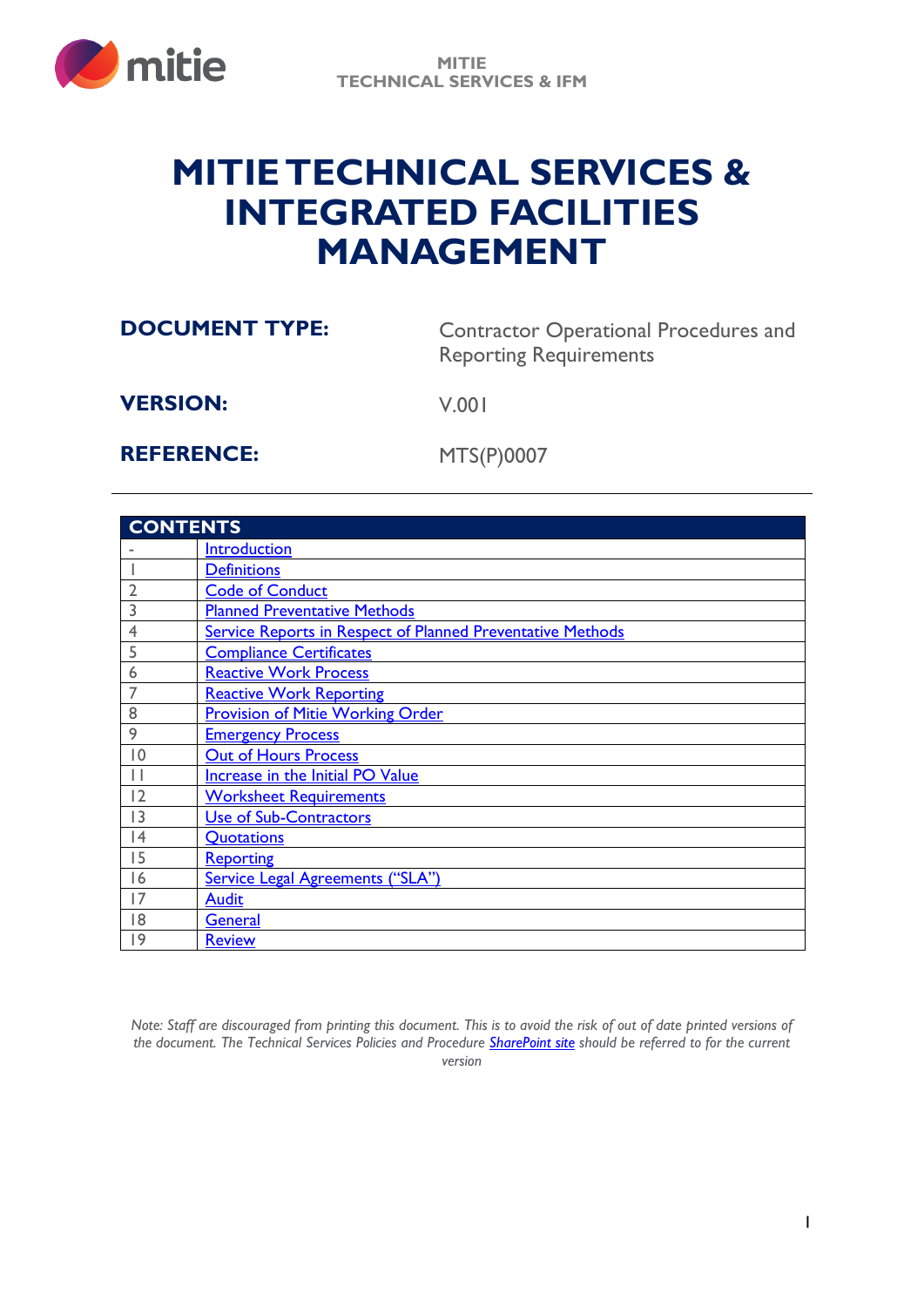# MITIE TECHNICAL SERVICES & INTEGRATED FACILITIES MANAGEMENT

**DOCUMENT TYPE:** Contractor Operational Procedures and Reporting Requirements

**VERSION:** V.001

**REFERENCE:** MTS(P)0007

| CONTENTS | |
|---|---|
| - | Introduction |
| 1 | Definitions |
| 2 | Code of Conduct |
| 3 | Planned Preventative Methods |
| 4 | Service Reports in Respect of Planned Preventative Methods |
| 5 | Compliance Certificates |
| 6 | Reactive Work Process |
| 7 | Reactive Work Reporting |
| 8 | Provision of Mitie Working Order |
| 9 | Emergency Process |
| 10 | Out of Hours Process |
| 11 | Increase in the Initial PO Value |
| 12 | Worksheet Requirements |
| 13 | Use of Sub-Contractors |
| 14 | Quotations |
| 15 | Reporting |
| 16 | Service Legal Agreements ("SLA") |
| 17 | Audit |
| 18 | General |
| 19 | Review |

*Note: Staff are discouraged from printing this document. This is to avoid the risk of out of date printed versions of the document. The Technical Services Policies and Procedure SharePoint site should be referred to for the current version*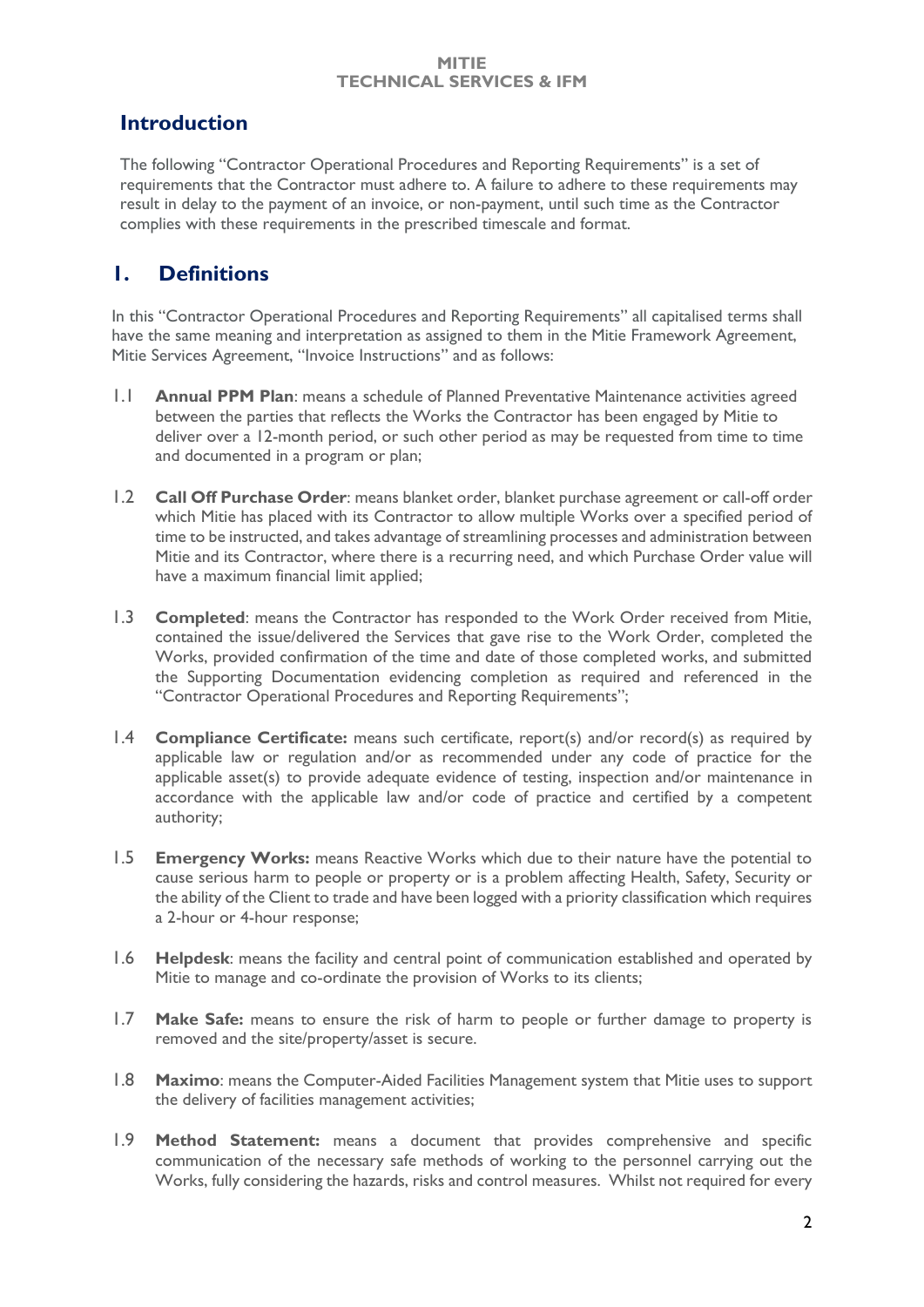## Introduction

The following "Contractor Operational Procedures and Reporting Requirements" is a set of requirements that the Contractor must adhere to. A failure to adhere to these requirements may result in delay to the payment of an invoice, or non-payment, until such time as the Contractor complies with these requirements in the prescribed timescale and format.

## 1. Definitions

In this "Contractor Operational Procedures and Reporting Requirements" all capitalised terms shall have the same meaning and interpretation as assigned to them in the Mitie Framework Agreement, Mitie Services Agreement, "Invoice Instructions" and as follows:

1.1 **Annual PPM Plan**: means a schedule of Planned Preventative Maintenance activities agreed between the parties that reflects the Works the Contractor has been engaged by Mitie to deliver over a 12-month period, or such other period as may be requested from time to time and documented in a program or plan;

1.2 **Call Off Purchase Order**: means blanket order, blanket purchase agreement or call-off order which Mitie has placed with its Contractor to allow multiple Works over a specified period of time to be instructed, and takes advantage of streamlining processes and administration between Mitie and its Contractor, where there is a recurring need, and which Purchase Order value will have a maximum financial limit applied;

1.3 **Completed**: means the Contractor has responded to the Work Order received from Mitie, contained the issue/delivered the Services that gave rise to the Work Order, completed the Works, provided confirmation of the time and date of those completed works, and submitted the Supporting Documentation evidencing completion as required and referenced in the "Contractor Operational Procedures and Reporting Requirements";

1.4 **Compliance Certificate:** means such certificate, report(s) and/or record(s) as required by applicable law or regulation and/or as recommended under any code of practice for the applicable asset(s) to provide adequate evidence of testing, inspection and/or maintenance in accordance with the applicable law and/or code of practice and certified by a competent authority;

1.5 **Emergency Works:** means Reactive Works which due to their nature have the potential to cause serious harm to people or property or is a problem affecting Health, Safety, Security or the ability of the Client to trade and have been logged with a priority classification which requires a 2-hour or 4-hour response;

1.6 **Helpdesk**: means the facility and central point of communication established and operated by Mitie to manage and co-ordinate the provision of Works to its clients;

1.7 **Make Safe:** means to ensure the risk of harm to people or further damage to property is removed and the site/property/asset is secure.

1.8 **Maximo**: means the Computer-Aided Facilities Management system that Mitie uses to support the delivery of facilities management activities;

1.9 **Method Statement:** means a document that provides comprehensive and specific communication of the necessary safe methods of working to the personnel carrying out the Works, fully considering the hazards, risks and control measures. Whilst not required for every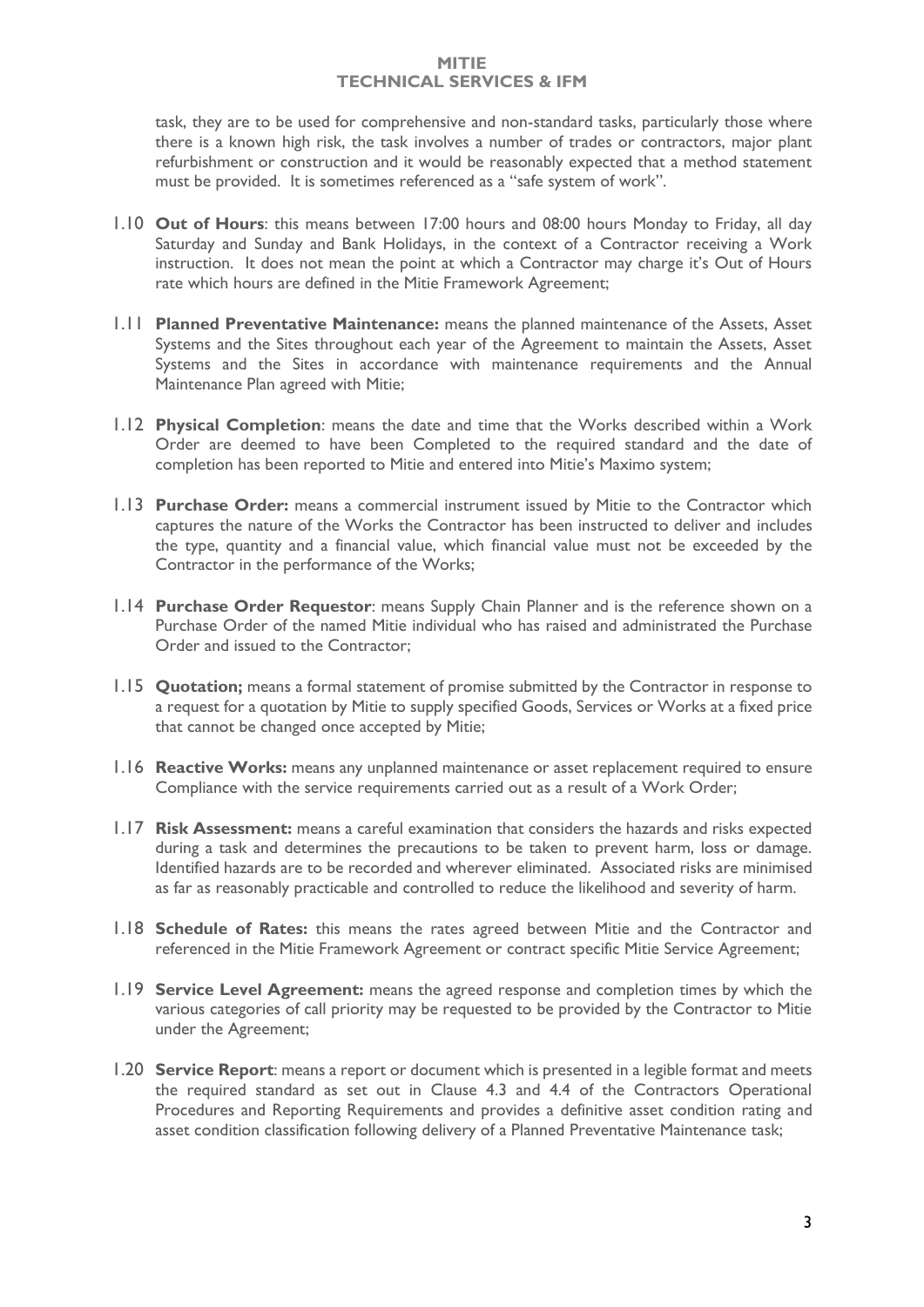task, they are to be used for comprehensive and non-standard tasks, particularly those where there is a known high risk, the task involves a number of trades or contractors, major plant refurbishment or construction and it would be reasonably expected that a method statement must be provided. It is sometimes referenced as a "safe system of work".

1.10 **Out of Hours**: this means between 17:00 hours and 08:00 hours Monday to Friday, all day Saturday and Sunday and Bank Holidays, in the context of a Contractor receiving a Work instruction. It does not mean the point at which a Contractor may charge it's Out of Hours rate which hours are defined in the Mitie Framework Agreement;

1.11 **Planned Preventative Maintenance:** means the planned maintenance of the Assets, Asset Systems and the Sites throughout each year of the Agreement to maintain the Assets, Asset Systems and the Sites in accordance with maintenance requirements and the Annual Maintenance Plan agreed with Mitie;

1.12 **Physical Completion**: means the date and time that the Works described within a Work Order are deemed to have been Completed to the required standard and the date of completion has been reported to Mitie and entered into Mitie's Maximo system;

1.13 **Purchase Order:** means a commercial instrument issued by Mitie to the Contractor which captures the nature of the Works the Contractor has been instructed to deliver and includes the type, quantity and a financial value, which financial value must not be exceeded by the Contractor in the performance of the Works;

1.14 **Purchase Order Requestor**: means Supply Chain Planner and is the reference shown on a Purchase Order of the named Mitie individual who has raised and administrated the Purchase Order and issued to the Contractor;

1.15 **Quotation;** means a formal statement of promise submitted by the Contractor in response to a request for a quotation by Mitie to supply specified Goods, Services or Works at a fixed price that cannot be changed once accepted by Mitie;

1.16 **Reactive Works:** means any unplanned maintenance or asset replacement required to ensure Compliance with the service requirements carried out as a result of a Work Order;

1.17 **Risk Assessment:** means a careful examination that considers the hazards and risks expected during a task and determines the precautions to be taken to prevent harm, loss or damage. Identified hazards are to be recorded and wherever eliminated. Associated risks are minimised as far as reasonably practicable and controlled to reduce the likelihood and severity of harm.

1.18 **Schedule of Rates:** this means the rates agreed between Mitie and the Contractor and referenced in the Mitie Framework Agreement or contract specific Mitie Service Agreement;

1.19 **Service Level Agreement:** means the agreed response and completion times by which the various categories of call priority may be requested to be provided by the Contractor to Mitie under the Agreement;

1.20 **Service Report**: means a report or document which is presented in a legible format and meets the required standard as set out in Clause 4.3 and 4.4 of the Contractors Operational Procedures and Reporting Requirements and provides a definitive asset condition rating and asset condition classification following delivery of a Planned Preventative Maintenance task;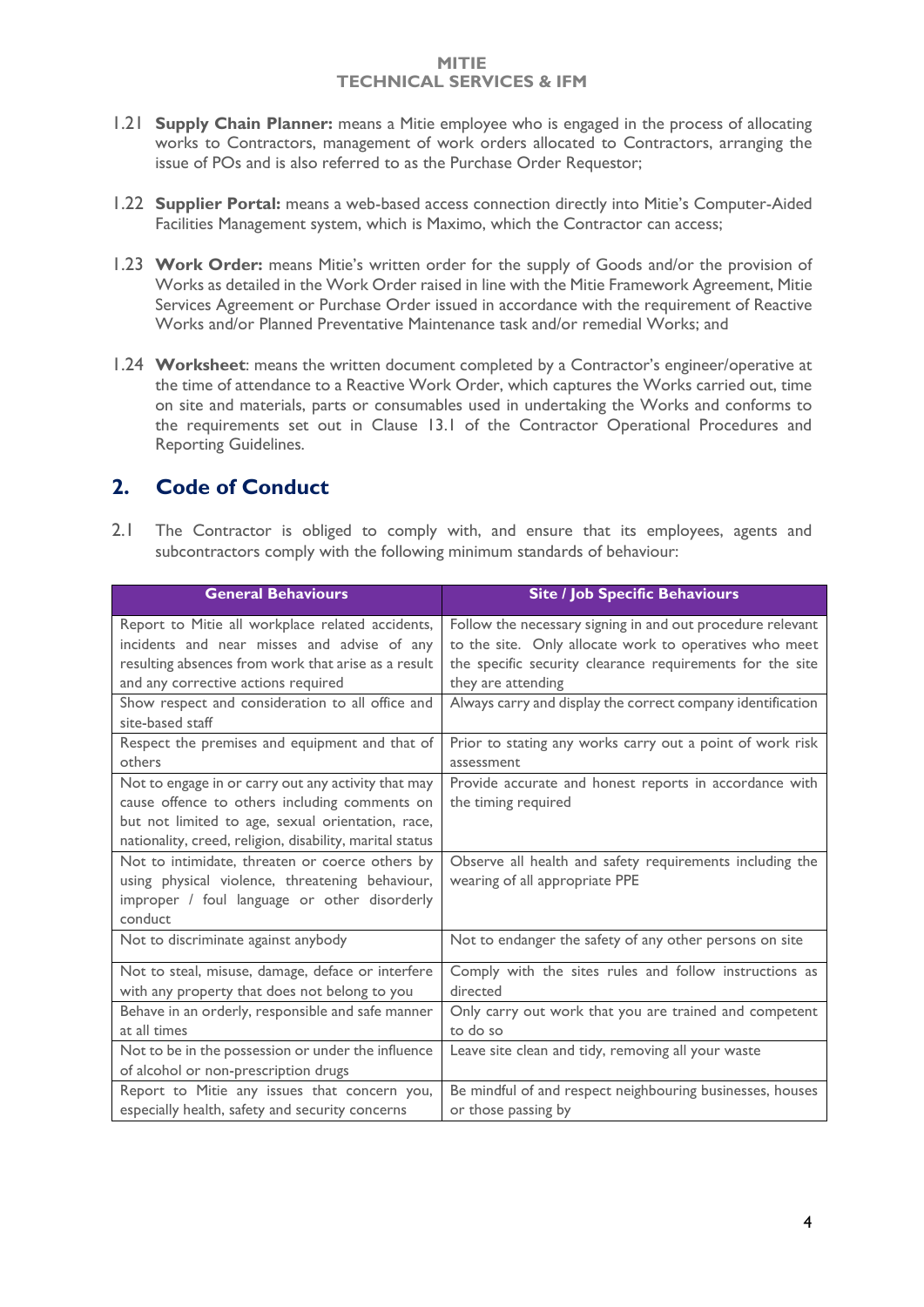1.21 **Supply Chain Planner:** means a Mitie employee who is engaged in the process of allocating works to Contractors, management of work orders allocated to Contractors, arranging the issue of POs and is also referred to as the Purchase Order Requestor;

1.22 **Supplier Portal:** means a web-based access connection directly into Mitie's Computer-Aided Facilities Management system, which is Maximo, which the Contractor can access;

1.23 **Work Order:** means Mitie's written order for the supply of Goods and/or the provision of Works as detailed in the Work Order raised in line with the Mitie Framework Agreement, Mitie Services Agreement or Purchase Order issued in accordance with the requirement of Reactive Works and/or Planned Preventative Maintenance task and/or remedial Works; and

1.24 **Worksheet**: means the written document completed by a Contractor's engineer/operative at the time of attendance to a Reactive Work Order, which captures the Works carried out, time on site and materials, parts or consumables used in undertaking the Works and conforms to the requirements set out in Clause 13.1 of the Contractor Operational Procedures and Reporting Guidelines.

## 2. Code of Conduct

2.1 The Contractor is obliged to comply with, and ensure that its employees, agents and subcontractors comply with the following minimum standards of behaviour:

| General Behaviours | Site / Job Specific Behaviours |
|---|---|
| Report to Mitie all workplace related accidents, incidents and near misses and advise of any resulting absences from work that arise as a result and any corrective actions required | Follow the necessary signing in and out procedure relevant to the site. Only allocate work to operatives who meet the specific security clearance requirements for the site they are attending |
| Show respect and consideration to all office and site-based staff | Always carry and display the correct company identification |
| Respect the premises and equipment and that of others | Prior to stating any works carry out a point of work risk assessment |
| Not to engage in or carry out any activity that may cause offence to others including comments on but not limited to age, sexual orientation, race, nationality, creed, religion, disability, marital status | Provide accurate and honest reports in accordance with the timing required |
| Not to intimidate, threaten or coerce others by using physical violence, threatening behaviour, improper / foul language or other disorderly conduct | Observe all health and safety requirements including the wearing of all appropriate PPE |
| Not to discriminate against anybody | Not to endanger the safety of any other persons on site |
| Not to steal, misuse, damage, deface or interfere with any property that does not belong to you | Comply with the sites rules and follow instructions as directed |
| Behave in an orderly, responsible and safe manner at all times | Only carry out work that you are trained and competent to do so |
| Not to be in the possession or under the influence of alcohol or non-prescription drugs | Leave site clean and tidy, removing all your waste |
| Report to Mitie any issues that concern you, especially health, safety and security concerns | Be mindful of and respect neighbouring businesses, houses or those passing by |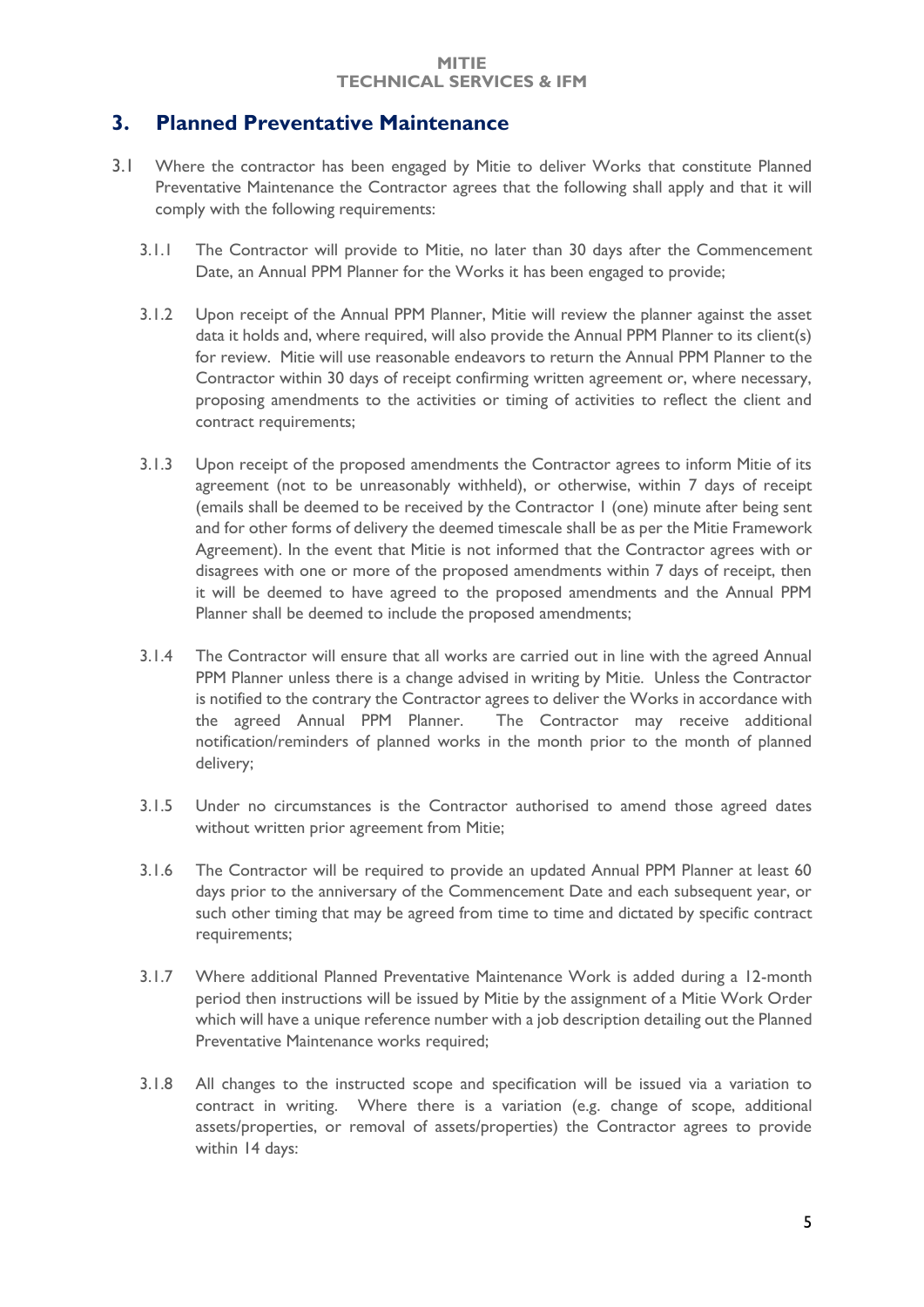## 3. Planned Preventative Maintenance

3.1 Where the contractor has been engaged by Mitie to deliver Works that constitute Planned Preventative Maintenance the Contractor agrees that the following shall apply and that it will comply with the following requirements:

3.1.1 The Contractor will provide to Mitie, no later than 30 days after the Commencement Date, an Annual PPM Planner for the Works it has been engaged to provide;

3.1.2 Upon receipt of the Annual PPM Planner, Mitie will review the planner against the asset data it holds and, where required, will also provide the Annual PPM Planner to its client(s) for review. Mitie will use reasonable endeavors to return the Annual PPM Planner to the Contractor within 30 days of receipt confirming written agreement or, where necessary, proposing amendments to the activities or timing of activities to reflect the client and contract requirements;

3.1.3 Upon receipt of the proposed amendments the Contractor agrees to inform Mitie of its agreement (not to be unreasonably withheld), or otherwise, within 7 days of receipt (emails shall be deemed to be received by the Contractor 1 (one) minute after being sent and for other forms of delivery the deemed timescale shall be as per the Mitie Framework Agreement). In the event that Mitie is not informed that the Contractor agrees with or disagrees with one or more of the proposed amendments within 7 days of receipt, then it will be deemed to have agreed to the proposed amendments and the Annual PPM Planner shall be deemed to include the proposed amendments;

3.1.4 The Contractor will ensure that all works are carried out in line with the agreed Annual PPM Planner unless there is a change advised in writing by Mitie. Unless the Contractor is notified to the contrary the Contractor agrees to deliver the Works in accordance with the agreed Annual PPM Planner. The Contractor may receive additional notification/reminders of planned works in the month prior to the month of planned delivery;

3.1.5 Under no circumstances is the Contractor authorised to amend those agreed dates without written prior agreement from Mitie;

3.1.6 The Contractor will be required to provide an updated Annual PPM Planner at least 60 days prior to the anniversary of the Commencement Date and each subsequent year, or such other timing that may be agreed from time to time and dictated by specific contract requirements;

3.1.7 Where additional Planned Preventative Maintenance Work is added during a 12-month period then instructions will be issued by Mitie by the assignment of a Mitie Work Order which will have a unique reference number with a job description detailing out the Planned Preventative Maintenance works required;

3.1.8 All changes to the instructed scope and specification will be issued via a variation to contract in writing. Where there is a variation (e.g. change of scope, additional assets/properties, or removal of assets/properties) the Contractor agrees to provide within 14 days: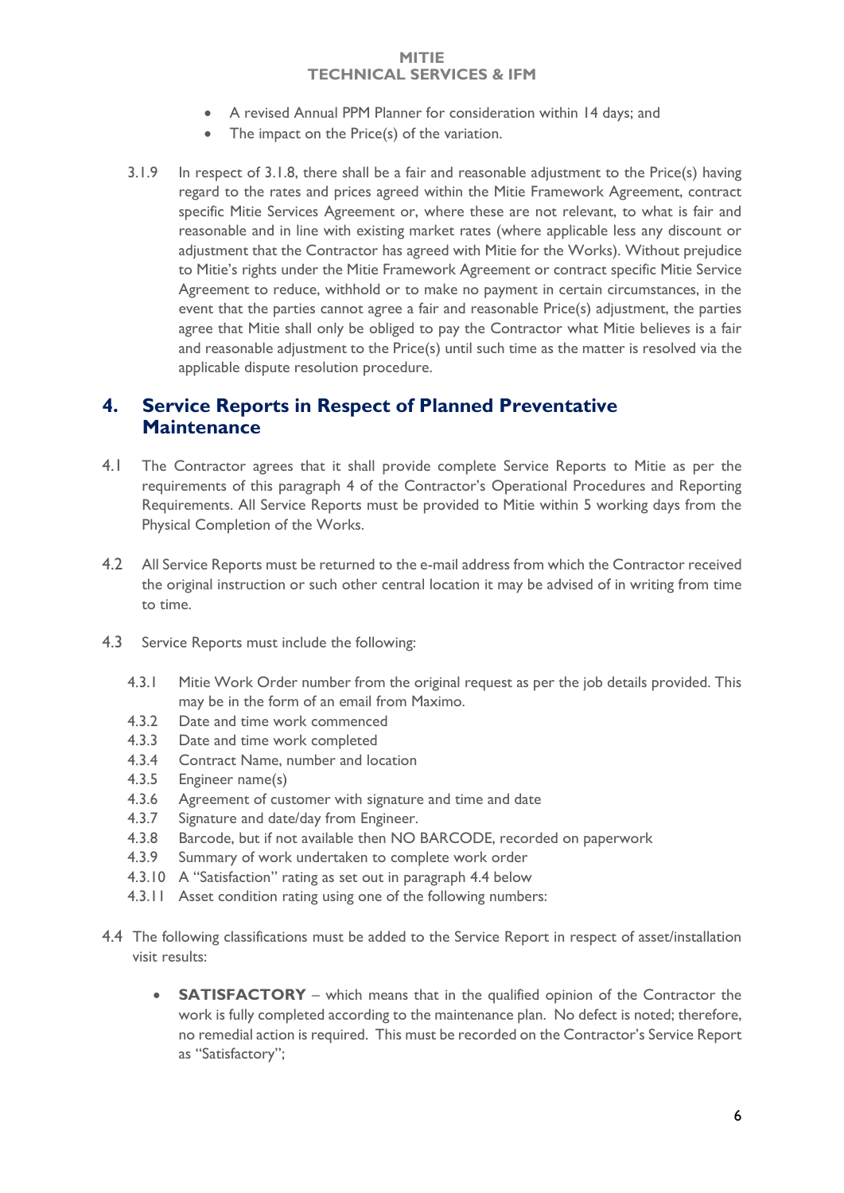- A revised Annual PPM Planner for consideration within 14 days; and
- The impact on the Price(s) of the variation.

3.1.9 In respect of 3.1.8, there shall be a fair and reasonable adjustment to the Price(s) having regard to the rates and prices agreed within the Mitie Framework Agreement, contract specific Mitie Services Agreement or, where these are not relevant, to what is fair and reasonable and in line with existing market rates (where applicable less any discount or adjustment that the Contractor has agreed with Mitie for the Works). Without prejudice to Mitie's rights under the Mitie Framework Agreement or contract specific Mitie Service Agreement to reduce, withhold or to make no payment in certain circumstances, in the event that the parties cannot agree a fair and reasonable Price(s) adjustment, the parties agree that Mitie shall only be obliged to pay the Contractor what Mitie believes is a fair and reasonable adjustment to the Price(s) until such time as the matter is resolved via the applicable dispute resolution procedure.

## 4. Service Reports in Respect of Planned Preventative Maintenance

4.1 The Contractor agrees that it shall provide complete Service Reports to Mitie as per the requirements of this paragraph 4 of the Contractor's Operational Procedures and Reporting Requirements. All Service Reports must be provided to Mitie within 5 working days from the Physical Completion of the Works.

4.2 All Service Reports must be returned to the e-mail address from which the Contractor received the original instruction or such other central location it may be advised of in writing from time to time.

4.3 Service Reports must include the following:

4.3.1 Mitie Work Order number from the original request as per the job details provided. This may be in the form of an email from Maximo.
4.3.2 Date and time work commenced
4.3.3 Date and time work completed
4.3.4 Contract Name, number and location
4.3.5 Engineer name(s)
4.3.6 Agreement of customer with signature and time and date
4.3.7 Signature and date/day from Engineer.
4.3.8 Barcode, but if not available then NO BARCODE, recorded on paperwork
4.3.9 Summary of work undertaken to complete work order
4.3.10 A "Satisfaction" rating as set out in paragraph 4.4 below
4.3.11 Asset condition rating using one of the following numbers:

4.4 The following classifications must be added to the Service Report in respect of asset/installation visit results:

- **SATISFACTORY** – which means that in the qualified opinion of the Contractor the work is fully completed according to the maintenance plan. No defect is noted; therefore, no remedial action is required. This must be recorded on the Contractor's Service Report as "Satisfactory";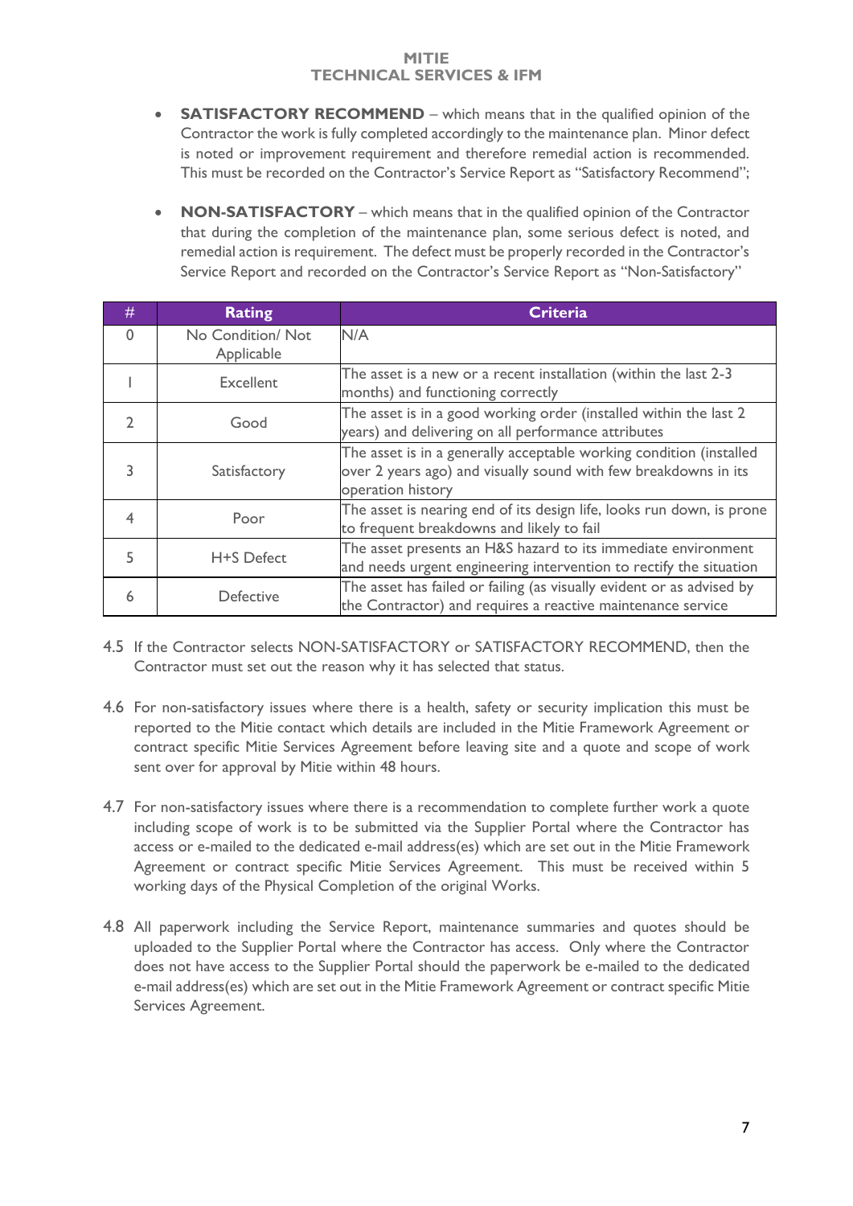- **SATISFACTORY RECOMMEND** – which means that in the qualified opinion of the Contractor the work is fully completed accordingly to the maintenance plan. Minor defect is noted or improvement requirement and therefore remedial action is recommended. This must be recorded on the Contractor's Service Report as "Satisfactory Recommend";

- **NON-SATISFACTORY** – which means that in the qualified opinion of the Contractor that during the completion of the maintenance plan, some serious defect is noted, and remedial action is requirement. The defect must be properly recorded in the Contractor's Service Report and recorded on the Contractor's Service Report as "Non-Satisfactory"

| # | Rating | Criteria |
|---|---|---|
| 0 | No Condition/ Not Applicable | N/A |
| 1 | Excellent | The asset is a new or a recent installation (within the last 2-3 months) and functioning correctly |
| 2 | Good | The asset is in a good working order (installed within the last 2 years) and delivering on all performance attributes |
| 3 | Satisfactory | The asset is in a generally acceptable working condition (installed over 2 years ago) and visually sound with few breakdowns in its operation history |
| 4 | Poor | The asset is nearing end of its design life, looks run down, is prone to frequent breakdowns and likely to fail |
| 5 | H+S Defect | The asset presents an H&S hazard to its immediate environment and needs urgent engineering intervention to rectify the situation |
| 6 | Defective | The asset has failed or failing (as visually evident or as advised by the Contractor) and requires a reactive maintenance service |

4.5 If the Contractor selects NON-SATISFACTORY or SATISFACTORY RECOMMEND, then the Contractor must set out the reason why it has selected that status.

4.6 For non-satisfactory issues where there is a health, safety or security implication this must be reported to the Mitie contact which details are included in the Mitie Framework Agreement or contract specific Mitie Services Agreement before leaving site and a quote and scope of work sent over for approval by Mitie within 48 hours.

4.7 For non-satisfactory issues where there is a recommendation to complete further work a quote including scope of work is to be submitted via the Supplier Portal where the Contractor has access or e-mailed to the dedicated e-mail address(es) which are set out in the Mitie Framework Agreement or contract specific Mitie Services Agreement. This must be received within 5 working days of the Physical Completion of the original Works.

4.8 All paperwork including the Service Report, maintenance summaries and quotes should be uploaded to the Supplier Portal where the Contractor has access. Only where the Contractor does not have access to the Supplier Portal should the paperwork be e-mailed to the dedicated e-mail address(es) which are set out in the Mitie Framework Agreement or contract specific Mitie Services Agreement.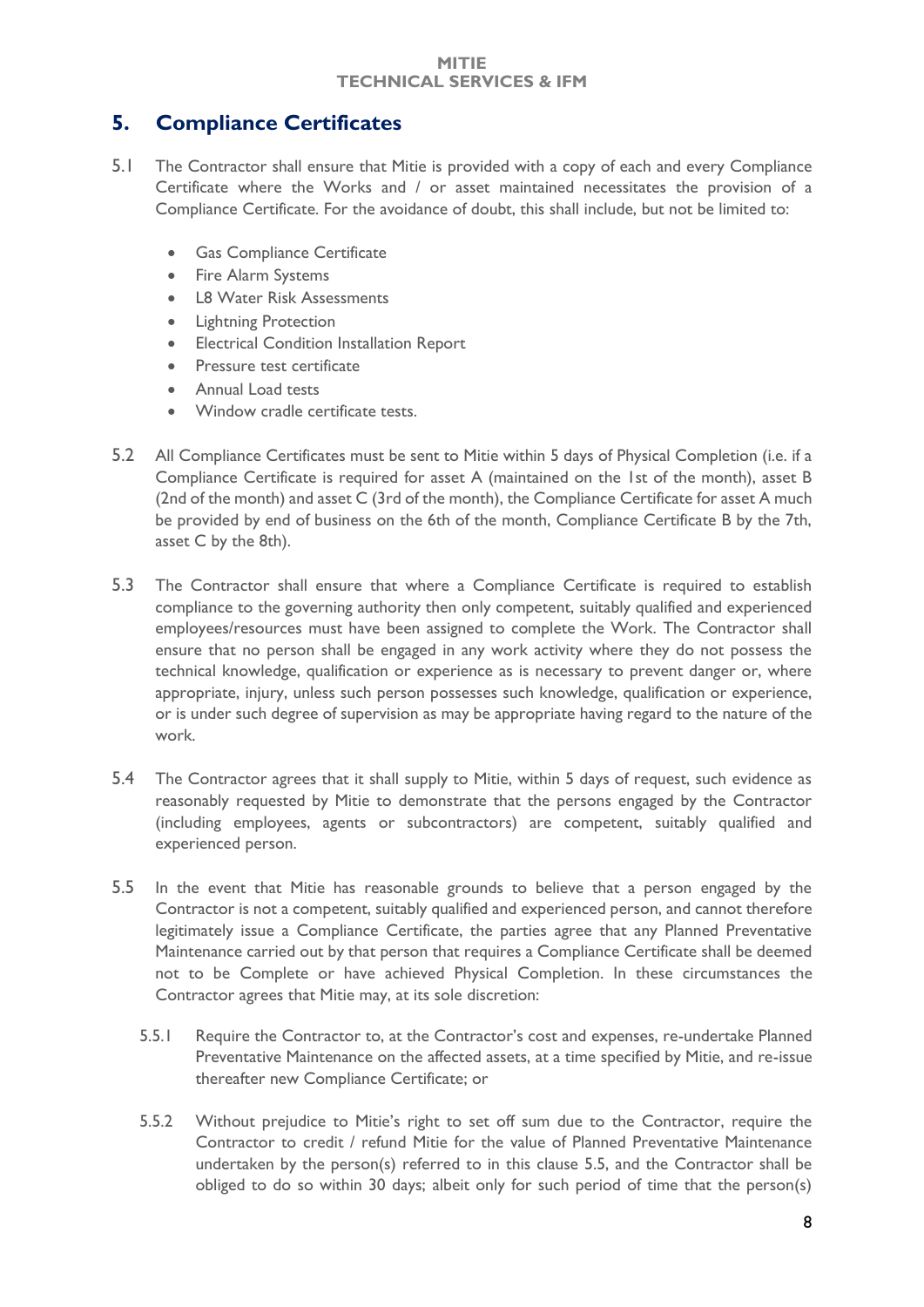## 5. Compliance Certificates

5.1 The Contractor shall ensure that Mitie is provided with a copy of each and every Compliance Certificate where the Works and / or asset maintained necessitates the provision of a Compliance Certificate. For the avoidance of doubt, this shall include, but not be limited to:

- Gas Compliance Certificate
- Fire Alarm Systems
- L8 Water Risk Assessments
- Lightning Protection
- Electrical Condition Installation Report
- Pressure test certificate
- Annual Load tests
- Window cradle certificate tests.

5.2 All Compliance Certificates must be sent to Mitie within 5 days of Physical Completion (i.e. if a Compliance Certificate is required for asset A (maintained on the 1st of the month), asset B (2nd of the month) and asset C (3rd of the month), the Compliance Certificate for asset A much be provided by end of business on the 6th of the month, Compliance Certificate B by the 7th, asset C by the 8th).

5.3 The Contractor shall ensure that where a Compliance Certificate is required to establish compliance to the governing authority then only competent, suitably qualified and experienced employees/resources must have been assigned to complete the Work. The Contractor shall ensure that no person shall be engaged in any work activity where they do not possess the technical knowledge, qualification or experience as is necessary to prevent danger or, where appropriate, injury, unless such person possesses such knowledge, qualification or experience, or is under such degree of supervision as may be appropriate having regard to the nature of the work.

5.4 The Contractor agrees that it shall supply to Mitie, within 5 days of request, such evidence as reasonably requested by Mitie to demonstrate that the persons engaged by the Contractor (including employees, agents or subcontractors) are competent, suitably qualified and experienced person.

5.5 In the event that Mitie has reasonable grounds to believe that a person engaged by the Contractor is not a competent, suitably qualified and experienced person, and cannot therefore legitimately issue a Compliance Certificate, the parties agree that any Planned Preventative Maintenance carried out by that person that requires a Compliance Certificate shall be deemed not to be Complete or have achieved Physical Completion. In these circumstances the Contractor agrees that Mitie may, at its sole discretion:

5.5.1 Require the Contractor to, at the Contractor's cost and expenses, re-undertake Planned Preventative Maintenance on the affected assets, at a time specified by Mitie, and re-issue thereafter new Compliance Certificate; or

5.5.2 Without prejudice to Mitie's right to set off sum due to the Contractor, require the Contractor to credit / refund Mitie for the value of Planned Preventative Maintenance undertaken by the person(s) referred to in this clause 5.5, and the Contractor shall be obliged to do so within 30 days; albeit only for such period of time that the person(s)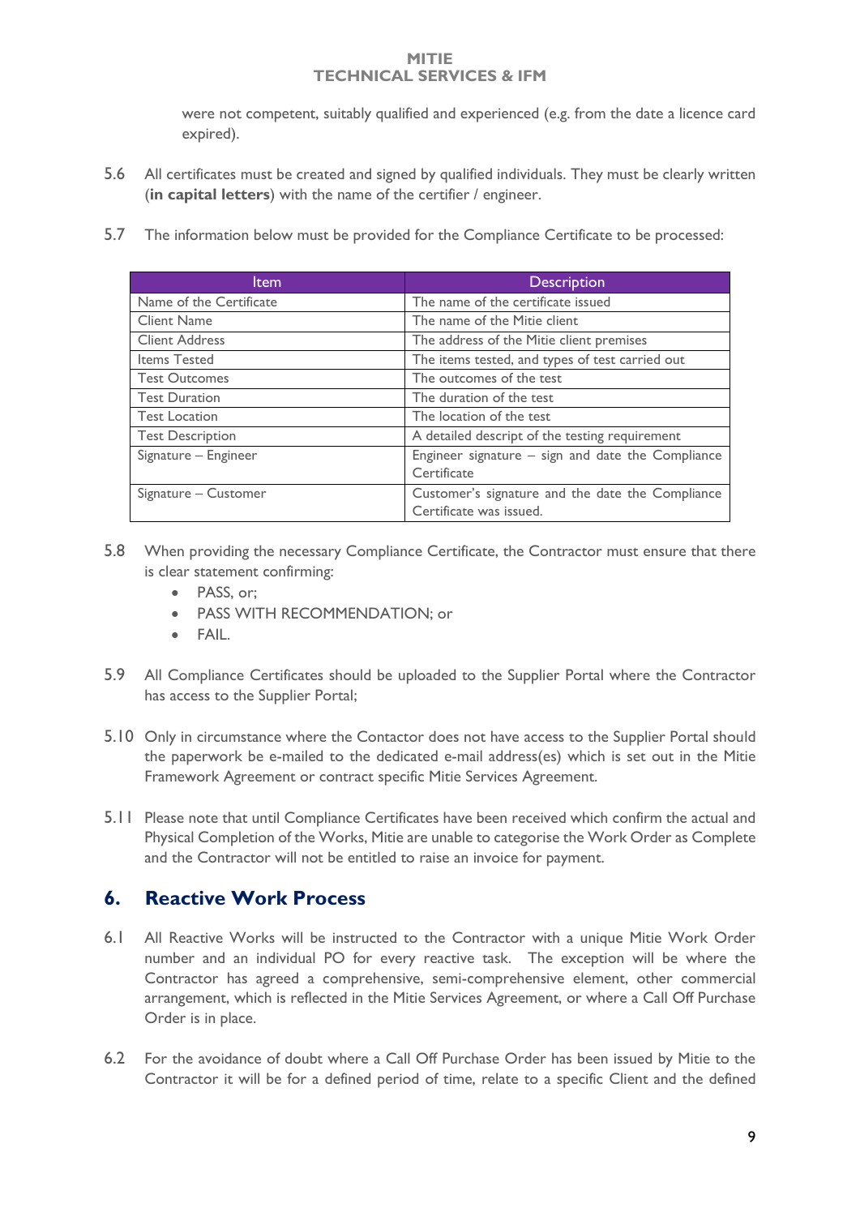were not competent, suitably qualified and experienced (e.g. from the date a licence card expired).

5.6 All certificates must be created and signed by qualified individuals. They must be clearly written (**in capital letters**) with the name of the certifier / engineer.

5.7 The information below must be provided for the Compliance Certificate to be processed:

| Item | Description |
|---|---|
| Name of the Certificate | The name of the certificate issued |
| Client Name | The name of the Mitie client |
| Client Address | The address of the Mitie client premises |
| Items Tested | The items tested, and types of test carried out |
| Test Outcomes | The outcomes of the test |
| Test Duration | The duration of the test |
| Test Location | The location of the test |
| Test Description | A detailed descript of the testing requirement |
| Signature – Engineer | Engineer signature – sign and date the Compliance Certificate |
| Signature – Customer | Customer's signature and the date the Compliance Certificate was issued. |

5.8 When providing the necessary Compliance Certificate, the Contractor must ensure that there is clear statement confirming:

- PASS, or;
- PASS WITH RECOMMENDATION; or
- FAIL.

5.9 All Compliance Certificates should be uploaded to the Supplier Portal where the Contractor has access to the Supplier Portal;

5.10 Only in circumstance where the Contactor does not have access to the Supplier Portal should the paperwork be e-mailed to the dedicated e-mail address(es) which is set out in the Mitie Framework Agreement or contract specific Mitie Services Agreement.

5.11 Please note that until Compliance Certificates have been received which confirm the actual and Physical Completion of the Works, Mitie are unable to categorise the Work Order as Complete and the Contractor will not be entitled to raise an invoice for payment.

## 6. Reactive Work Process

6.1 All Reactive Works will be instructed to the Contractor with a unique Mitie Work Order number and an individual PO for every reactive task. The exception will be where the Contractor has agreed a comprehensive, semi-comprehensive element, other commercial arrangement, which is reflected in the Mitie Services Agreement, or where a Call Off Purchase Order is in place.

6.2 For the avoidance of doubt where a Call Off Purchase Order has been issued by Mitie to the Contractor it will be for a defined period of time, relate to a specific Client and the defined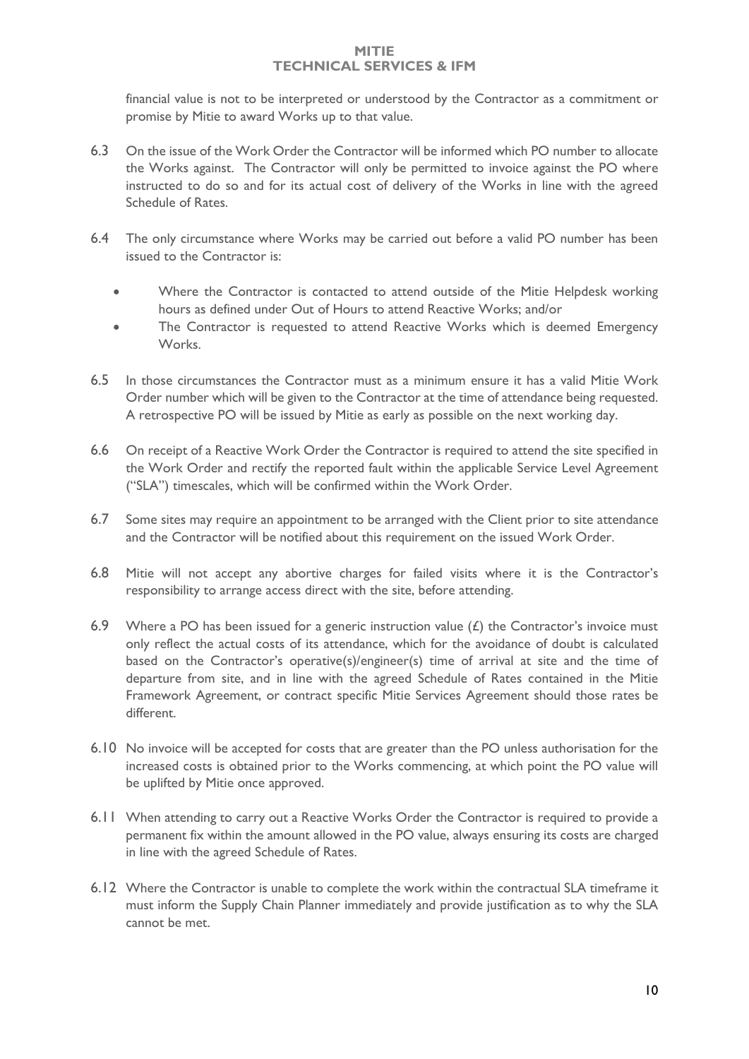financial value is not to be interpreted or understood by the Contractor as a commitment or promise by Mitie to award Works up to that value.

6.3 On the issue of the Work Order the Contractor will be informed which PO number to allocate the Works against. The Contractor will only be permitted to invoice against the PO where instructed to do so and for its actual cost of delivery of the Works in line with the agreed Schedule of Rates.

6.4 The only circumstance where Works may be carried out before a valid PO number has been issued to the Contractor is:

- Where the Contractor is contacted to attend outside of the Mitie Helpdesk working hours as defined under Out of Hours to attend Reactive Works; and/or
- The Contractor is requested to attend Reactive Works which is deemed Emergency Works.

6.5 In those circumstances the Contractor must as a minimum ensure it has a valid Mitie Work Order number which will be given to the Contractor at the time of attendance being requested. A retrospective PO will be issued by Mitie as early as possible on the next working day.

6.6 On receipt of a Reactive Work Order the Contractor is required to attend the site specified in the Work Order and rectify the reported fault within the applicable Service Level Agreement ("SLA") timescales, which will be confirmed within the Work Order.

6.7 Some sites may require an appointment to be arranged with the Client prior to site attendance and the Contractor will be notified about this requirement on the issued Work Order.

6.8 Mitie will not accept any abortive charges for failed visits where it is the Contractor's responsibility to arrange access direct with the site, before attending.

6.9 Where a PO has been issued for a generic instruction value (£) the Contractor's invoice must only reflect the actual costs of its attendance, which for the avoidance of doubt is calculated based on the Contractor's operative(s)/engineer(s) time of arrival at site and the time of departure from site, and in line with the agreed Schedule of Rates contained in the Mitie Framework Agreement, or contract specific Mitie Services Agreement should those rates be different.

6.10 No invoice will be accepted for costs that are greater than the PO unless authorisation for the increased costs is obtained prior to the Works commencing, at which point the PO value will be uplifted by Mitie once approved.

6.11 When attending to carry out a Reactive Works Order the Contractor is required to provide a permanent fix within the amount allowed in the PO value, always ensuring its costs are charged in line with the agreed Schedule of Rates.

6.12 Where the Contractor is unable to complete the work within the contractual SLA timeframe it must inform the Supply Chain Planner immediately and provide justification as to why the SLA cannot be met.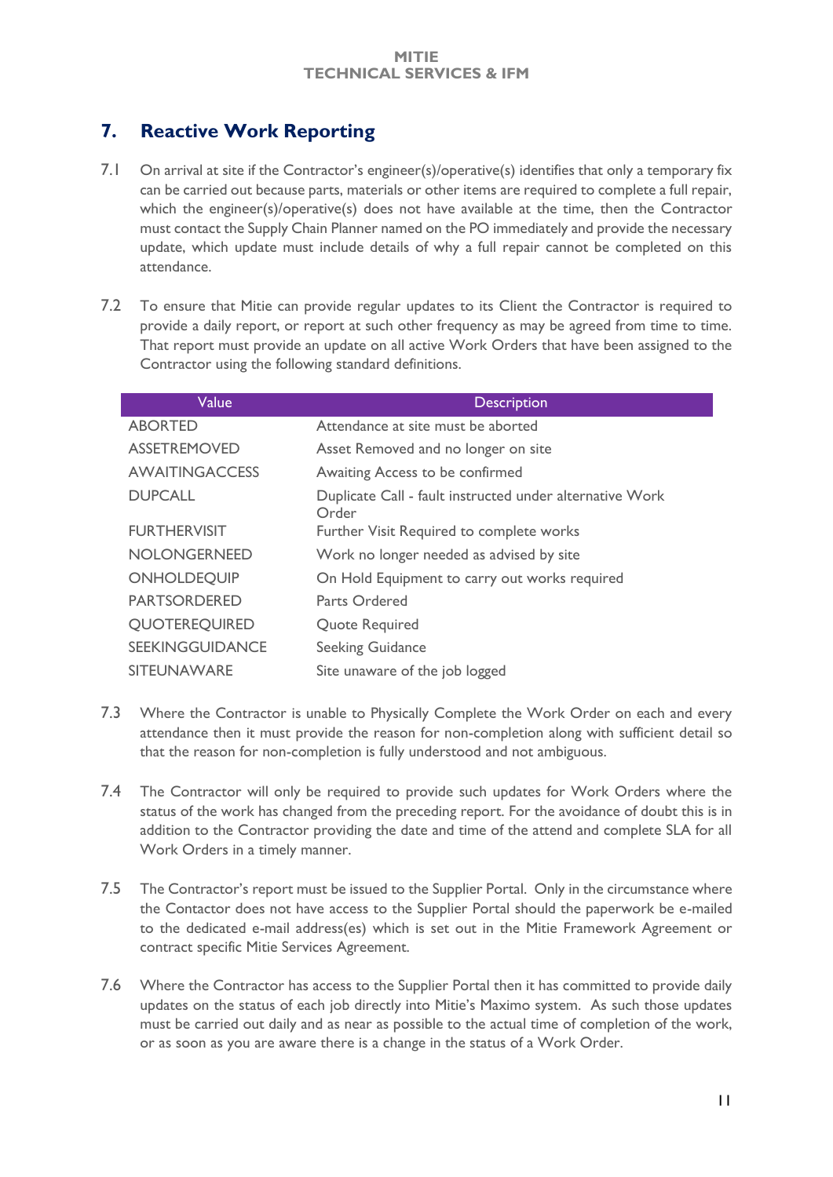## 7. Reactive Work Reporting

7.1 On arrival at site if the Contractor's engineer(s)/operative(s) identifies that only a temporary fix can be carried out because parts, materials or other items are required to complete a full repair, which the engineer(s)/operative(s) does not have available at the time, then the Contractor must contact the Supply Chain Planner named on the PO immediately and provide the necessary update, which update must include details of why a full repair cannot be completed on this attendance.

7.2 To ensure that Mitie can provide regular updates to its Client the Contractor is required to provide a daily report, or report at such other frequency as may be agreed from time to time. That report must provide an update on all active Work Orders that have been assigned to the Contractor using the following standard definitions.

| Value | Description |
|---|---|
| ABORTED | Attendance at site must be aborted |
| ASSETREMOVED | Asset Removed and no longer on site |
| AWAITINGACCESS | Awaiting Access to be confirmed |
| DUPCALL | Duplicate Call - fault instructed under alternative Work Order |
| FURTHERVISIT | Further Visit Required to complete works |
| NOLONGERNEED | Work no longer needed as advised by site |
| ONHOLDEQUIP | On Hold Equipment to carry out works required |
| PARTSORDERED | Parts Ordered |
| QUOTEREQUIRED | Quote Required |
| SEEKINGGUIDANCE | Seeking Guidance |
| SITEUNAWARE | Site unaware of the job logged |

7.3 Where the Contractor is unable to Physically Complete the Work Order on each and every attendance then it must provide the reason for non-completion along with sufficient detail so that the reason for non-completion is fully understood and not ambiguous.

7.4 The Contractor will only be required to provide such updates for Work Orders where the status of the work has changed from the preceding report. For the avoidance of doubt this is in addition to the Contractor providing the date and time of the attend and complete SLA for all Work Orders in a timely manner.

7.5 The Contractor's report must be issued to the Supplier Portal. Only in the circumstance where the Contactor does not have access to the Supplier Portal should the paperwork be e-mailed to the dedicated e-mail address(es) which is set out in the Mitie Framework Agreement or contract specific Mitie Services Agreement.

7.6 Where the Contractor has access to the Supplier Portal then it has committed to provide daily updates on the status of each job directly into Mitie's Maximo system. As such those updates must be carried out daily and as near as possible to the actual time of completion of the work, or as soon as you are aware there is a change in the status of a Work Order.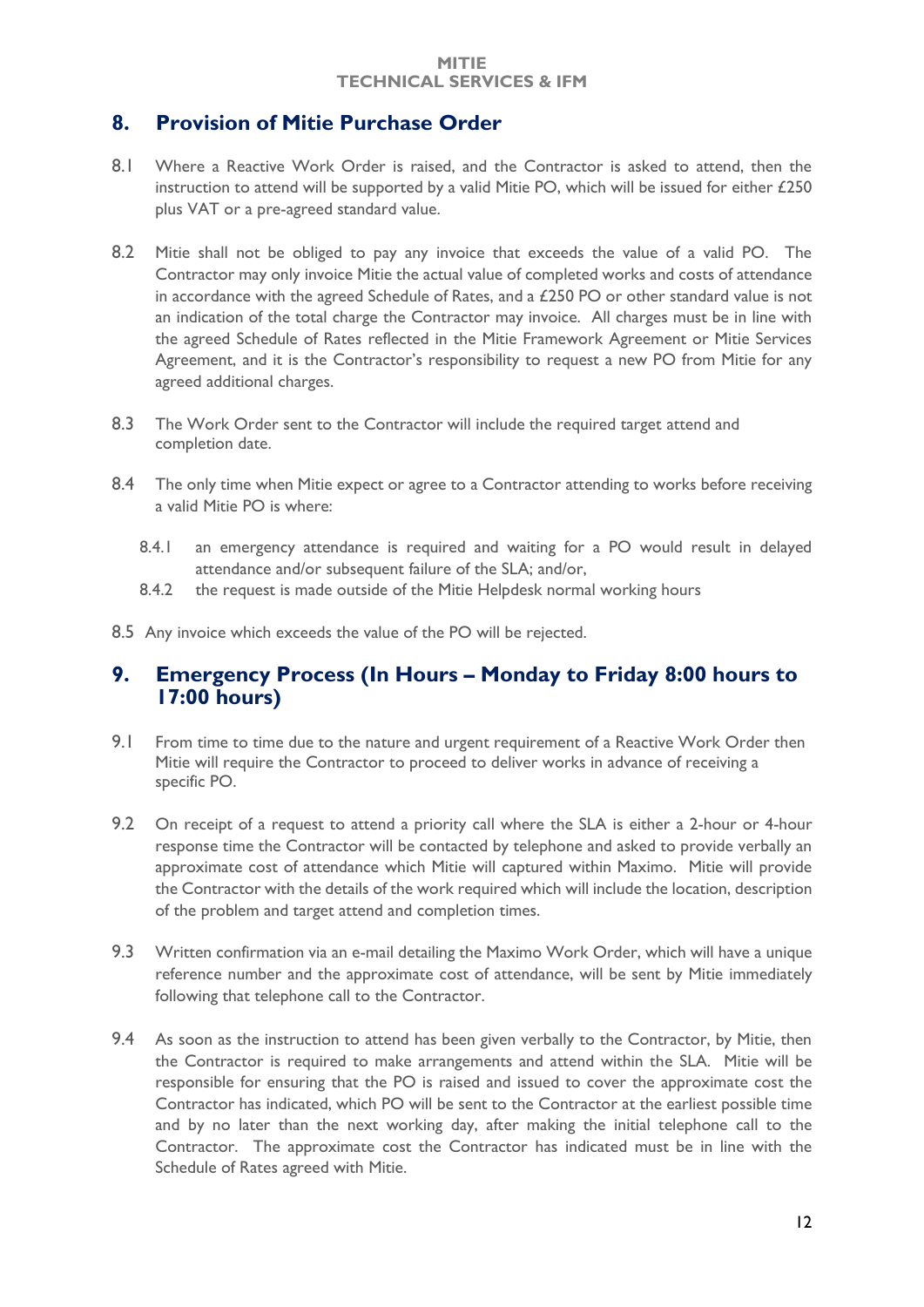## 8. Provision of Mitie Purchase Order

8.1 Where a Reactive Work Order is raised, and the Contractor is asked to attend, then the instruction to attend will be supported by a valid Mitie PO, which will be issued for either £250 plus VAT or a pre-agreed standard value.

8.2 Mitie shall not be obliged to pay any invoice that exceeds the value of a valid PO. The Contractor may only invoice Mitie the actual value of completed works and costs of attendance in accordance with the agreed Schedule of Rates, and a £250 PO or other standard value is not an indication of the total charge the Contractor may invoice. All charges must be in line with the agreed Schedule of Rates reflected in the Mitie Framework Agreement or Mitie Services Agreement, and it is the Contractor's responsibility to request a new PO from Mitie for any agreed additional charges.

8.3 The Work Order sent to the Contractor will include the required target attend and completion date.

8.4 The only time when Mitie expect or agree to a Contractor attending to works before receiving a valid Mitie PO is where:

- 8.4.1 an emergency attendance is required and waiting for a PO would result in delayed attendance and/or subsequent failure of the SLA; and/or,
- 8.4.2 the request is made outside of the Mitie Helpdesk normal working hours

8.5 Any invoice which exceeds the value of the PO will be rejected.

## 9. Emergency Process (In Hours – Monday to Friday 8:00 hours to 17:00 hours)

9.1 From time to time due to the nature and urgent requirement of a Reactive Work Order then Mitie will require the Contractor to proceed to deliver works in advance of receiving a specific PO.

9.2 On receipt of a request to attend a priority call where the SLA is either a 2-hour or 4-hour response time the Contractor will be contacted by telephone and asked to provide verbally an approximate cost of attendance which Mitie will captured within Maximo. Mitie will provide the Contractor with the details of the work required which will include the location, description of the problem and target attend and completion times.

9.3 Written confirmation via an e-mail detailing the Maximo Work Order, which will have a unique reference number and the approximate cost of attendance, will be sent by Mitie immediately following that telephone call to the Contractor.

9.4 As soon as the instruction to attend has been given verbally to the Contractor, by Mitie, then the Contractor is required to make arrangements and attend within the SLA. Mitie will be responsible for ensuring that the PO is raised and issued to cover the approximate cost the Contractor has indicated, which PO will be sent to the Contractor at the earliest possible time and by no later than the next working day, after making the initial telephone call to the Contractor. The approximate cost the Contractor has indicated must be in line with the Schedule of Rates agreed with Mitie.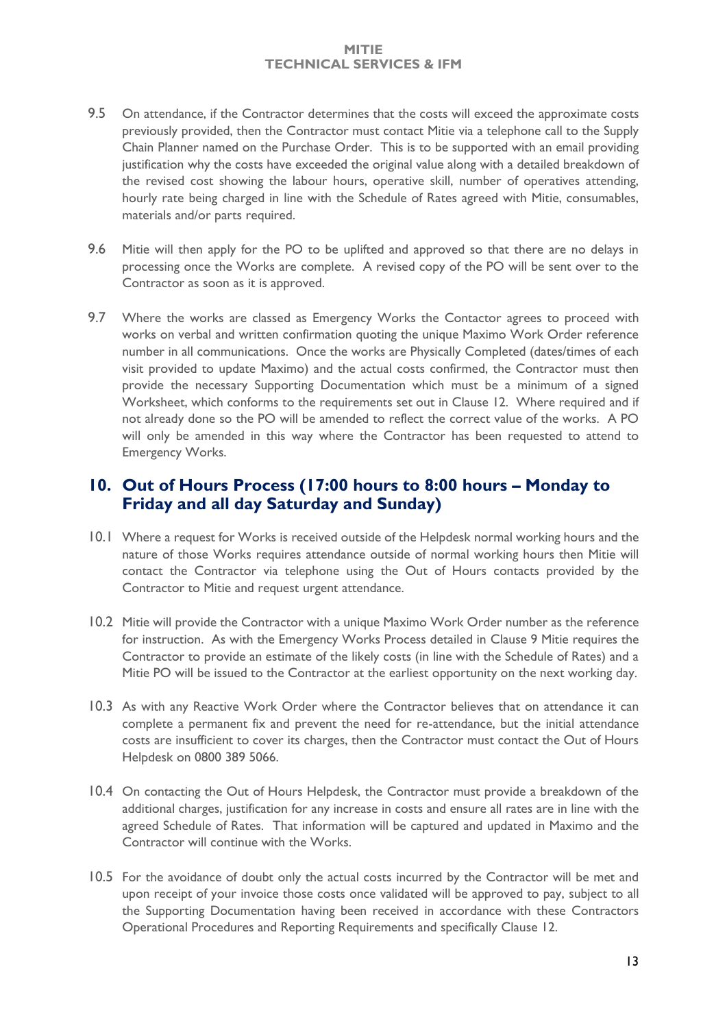9.5 On attendance, if the Contractor determines that the costs will exceed the approximate costs previously provided, then the Contractor must contact Mitie via a telephone call to the Supply Chain Planner named on the Purchase Order. This is to be supported with an email providing justification why the costs have exceeded the original value along with a detailed breakdown of the revised cost showing the labour hours, operative skill, number of operatives attending, hourly rate being charged in line with the Schedule of Rates agreed with Mitie, consumables, materials and/or parts required.

9.6 Mitie will then apply for the PO to be uplifted and approved so that there are no delays in processing once the Works are complete. A revised copy of the PO will be sent over to the Contractor as soon as it is approved.

9.7 Where the works are classed as Emergency Works the Contactor agrees to proceed with works on verbal and written confirmation quoting the unique Maximo Work Order reference number in all communications. Once the works are Physically Completed (dates/times of each visit provided to update Maximo) and the actual costs confirmed, the Contractor must then provide the necessary Supporting Documentation which must be a minimum of a signed Worksheet, which conforms to the requirements set out in Clause 12. Where required and if not already done so the PO will be amended to reflect the correct value of the works. A PO will only be amended in this way where the Contractor has been requested to attend to Emergency Works.

## 10. Out of Hours Process (17:00 hours to 8:00 hours – Monday to Friday and all day Saturday and Sunday)

10.1 Where a request for Works is received outside of the Helpdesk normal working hours and the nature of those Works requires attendance outside of normal working hours then Mitie will contact the Contractor via telephone using the Out of Hours contacts provided by the Contractor to Mitie and request urgent attendance.

10.2 Mitie will provide the Contractor with a unique Maximo Work Order number as the reference for instruction. As with the Emergency Works Process detailed in Clause 9 Mitie requires the Contractor to provide an estimate of the likely costs (in line with the Schedule of Rates) and a Mitie PO will be issued to the Contractor at the earliest opportunity on the next working day.

10.3 As with any Reactive Work Order where the Contractor believes that on attendance it can complete a permanent fix and prevent the need for re-attendance, but the initial attendance costs are insufficient to cover its charges, then the Contractor must contact the Out of Hours Helpdesk on 0800 389 5066.

10.4 On contacting the Out of Hours Helpdesk, the Contractor must provide a breakdown of the additional charges, justification for any increase in costs and ensure all rates are in line with the agreed Schedule of Rates. That information will be captured and updated in Maximo and the Contractor will continue with the Works.

10.5 For the avoidance of doubt only the actual costs incurred by the Contractor will be met and upon receipt of your invoice those costs once validated will be approved to pay, subject to all the Supporting Documentation having been received in accordance with these Contractors Operational Procedures and Reporting Requirements and specifically Clause 12.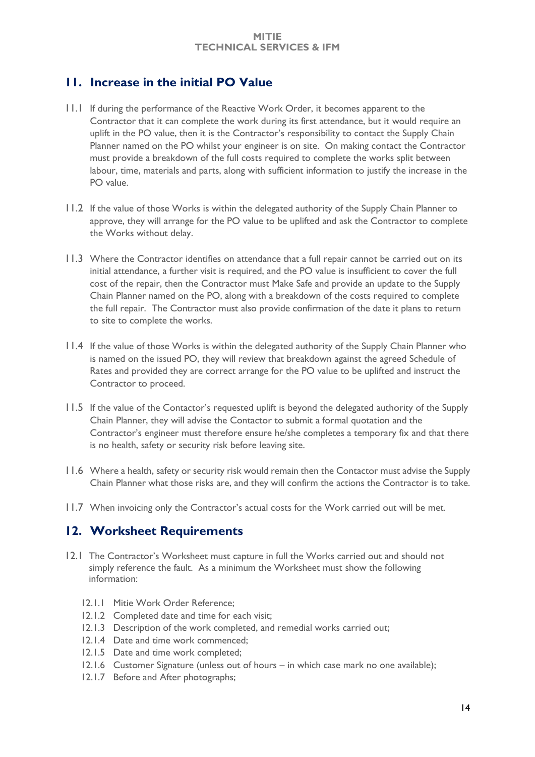## 11. Increase in the initial PO Value

11.1 If during the performance of the Reactive Work Order, it becomes apparent to the Contractor that it can complete the work during its first attendance, but it would require an uplift in the PO value, then it is the Contractor's responsibility to contact the Supply Chain Planner named on the PO whilst your engineer is on site. On making contact the Contractor must provide a breakdown of the full costs required to complete the works split between labour, time, materials and parts, along with sufficient information to justify the increase in the PO value.

11.2 If the value of those Works is within the delegated authority of the Supply Chain Planner to approve, they will arrange for the PO value to be uplifted and ask the Contractor to complete the Works without delay.

11.3 Where the Contractor identifies on attendance that a full repair cannot be carried out on its initial attendance, a further visit is required, and the PO value is insufficient to cover the full cost of the repair, then the Contractor must Make Safe and provide an update to the Supply Chain Planner named on the PO, along with a breakdown of the costs required to complete the full repair. The Contractor must also provide confirmation of the date it plans to return to site to complete the works.

11.4 If the value of those Works is within the delegated authority of the Supply Chain Planner who is named on the issued PO, they will review that breakdown against the agreed Schedule of Rates and provided they are correct arrange for the PO value to be uplifted and instruct the Contractor to proceed.

11.5 If the value of the Contactor's requested uplift is beyond the delegated authority of the Supply Chain Planner, they will advise the Contactor to submit a formal quotation and the Contractor's engineer must therefore ensure he/she completes a temporary fix and that there is no health, safety or security risk before leaving site.

11.6 Where a health, safety or security risk would remain then the Contactor must advise the Supply Chain Planner what those risks are, and they will confirm the actions the Contractor is to take.

11.7 When invoicing only the Contractor's actual costs for the Work carried out will be met.

## 12. Worksheet Requirements

12.1 The Contractor's Worksheet must capture in full the Works carried out and should not simply reference the fault. As a minimum the Worksheet must show the following information:

- 12.1.1 Mitie Work Order Reference;
- 12.1.2 Completed date and time for each visit;
- 12.1.3 Description of the work completed, and remedial works carried out;
- 12.1.4 Date and time work commenced;
- 12.1.5 Date and time work completed;
- 12.1.6 Customer Signature (unless out of hours – in which case mark no one available);
- 12.1.7 Before and After photographs;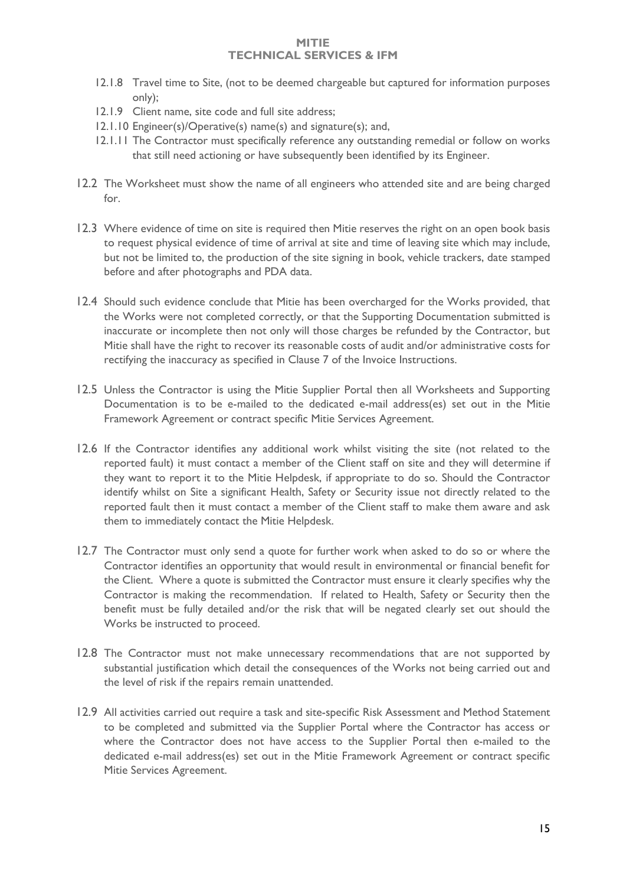12.1.8 Travel time to Site, (not to be deemed chargeable but captured for information purposes only);

12.1.9 Client name, site code and full site address;

12.1.10 Engineer(s)/Operative(s) name(s) and signature(s); and,

12.1.11 The Contractor must specifically reference any outstanding remedial or follow on works that still need actioning or have subsequently been identified by its Engineer.

12.2 The Worksheet must show the name of all engineers who attended site and are being charged for.

12.3 Where evidence of time on site is required then Mitie reserves the right on an open book basis to request physical evidence of time of arrival at site and time of leaving site which may include, but not be limited to, the production of the site signing in book, vehicle trackers, date stamped before and after photographs and PDA data.

12.4 Should such evidence conclude that Mitie has been overcharged for the Works provided, that the Works were not completed correctly, or that the Supporting Documentation submitted is inaccurate or incomplete then not only will those charges be refunded by the Contractor, but Mitie shall have the right to recover its reasonable costs of audit and/or administrative costs for rectifying the inaccuracy as specified in Clause 7 of the Invoice Instructions.

12.5 Unless the Contractor is using the Mitie Supplier Portal then all Worksheets and Supporting Documentation is to be e-mailed to the dedicated e-mail address(es) set out in the Mitie Framework Agreement or contract specific Mitie Services Agreement.

12.6 If the Contractor identifies any additional work whilst visiting the site (not related to the reported fault) it must contact a member of the Client staff on site and they will determine if they want to report it to the Mitie Helpdesk, if appropriate to do so. Should the Contractor identify whilst on Site a significant Health, Safety or Security issue not directly related to the reported fault then it must contact a member of the Client staff to make them aware and ask them to immediately contact the Mitie Helpdesk.

12.7 The Contractor must only send a quote for further work when asked to do so or where the Contractor identifies an opportunity that would result in environmental or financial benefit for the Client. Where a quote is submitted the Contractor must ensure it clearly specifies why the Contractor is making the recommendation. If related to Health, Safety or Security then the benefit must be fully detailed and/or the risk that will be negated clearly set out should the Works be instructed to proceed.

12.8 The Contractor must not make unnecessary recommendations that are not supported by substantial justification which detail the consequences of the Works not being carried out and the level of risk if the repairs remain unattended.

12.9 All activities carried out require a task and site-specific Risk Assessment and Method Statement to be completed and submitted via the Supplier Portal where the Contractor has access or where the Contractor does not have access to the Supplier Portal then e-mailed to the dedicated e-mail address(es) set out in the Mitie Framework Agreement or contract specific Mitie Services Agreement.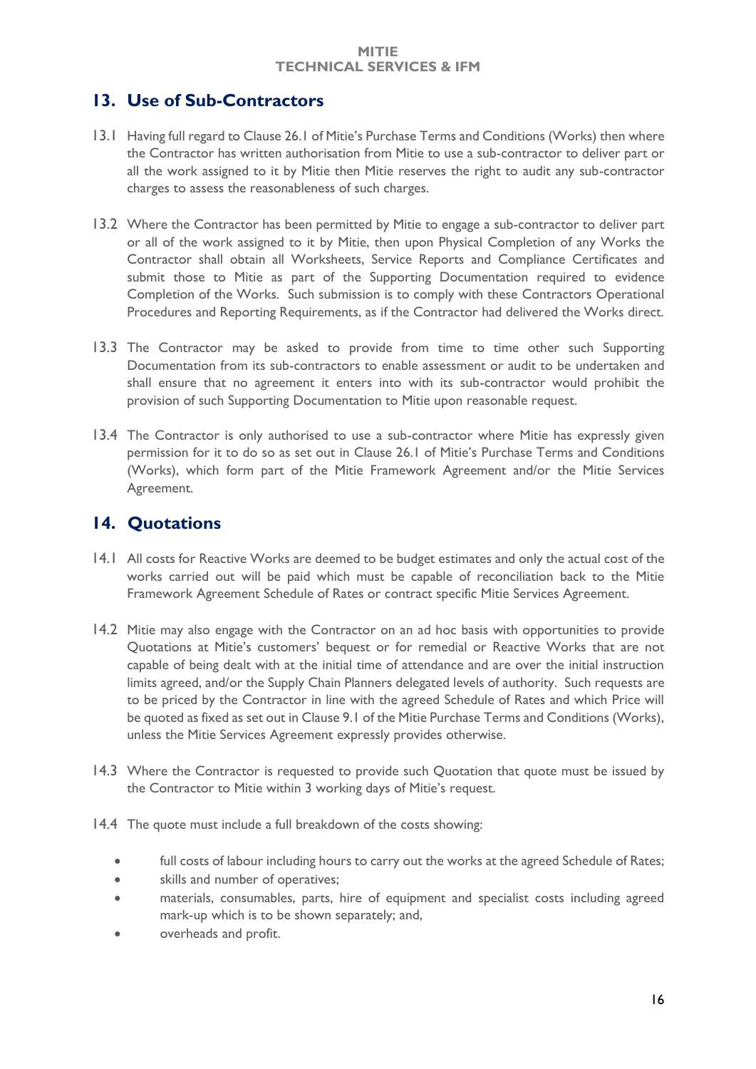## 13. Use of Sub-Contractors

13.1 Having full regard to Clause 26.1 of Mitie's Purchase Terms and Conditions (Works) then where the Contractor has written authorisation from Mitie to use a sub-contractor to deliver part or all the work assigned to it by Mitie then Mitie reserves the right to audit any sub-contractor charges to assess the reasonableness of such charges.

13.2 Where the Contractor has been permitted by Mitie to engage a sub-contractor to deliver part or all of the work assigned to it by Mitie, then upon Physical Completion of any Works the Contractor shall obtain all Worksheets, Service Reports and Compliance Certificates and submit those to Mitie as part of the Supporting Documentation required to evidence Completion of the Works. Such submission is to comply with these Contractors Operational Procedures and Reporting Requirements, as if the Contractor had delivered the Works direct.

13.3 The Contractor may be asked to provide from time to time other such Supporting Documentation from its sub-contractors to enable assessment or audit to be undertaken and shall ensure that no agreement it enters into with its sub-contractor would prohibit the provision of such Supporting Documentation to Mitie upon reasonable request.

13.4 The Contractor is only authorised to use a sub-contractor where Mitie has expressly given permission for it to do so as set out in Clause 26.1 of Mitie's Purchase Terms and Conditions (Works), which form part of the Mitie Framework Agreement and/or the Mitie Services Agreement.

## 14. Quotations

14.1 All costs for Reactive Works are deemed to be budget estimates and only the actual cost of the works carried out will be paid which must be capable of reconciliation back to the Mitie Framework Agreement Schedule of Rates or contract specific Mitie Services Agreement.

14.2 Mitie may also engage with the Contractor on an ad hoc basis with opportunities to provide Quotations at Mitie's customers' bequest or for remedial or Reactive Works that are not capable of being dealt with at the initial time of attendance and are over the initial instruction limits agreed, and/or the Supply Chain Planners delegated levels of authority. Such requests are to be priced by the Contractor in line with the agreed Schedule of Rates and which Price will be quoted as fixed as set out in Clause 9.1 of the Mitie Purchase Terms and Conditions (Works), unless the Mitie Services Agreement expressly provides otherwise.

14.3 Where the Contractor is requested to provide such Quotation that quote must be issued by the Contractor to Mitie within 3 working days of Mitie's request.

14.4 The quote must include a full breakdown of the costs showing:

- full costs of labour including hours to carry out the works at the agreed Schedule of Rates;
- skills and number of operatives;
- materials, consumables, parts, hire of equipment and specialist costs including agreed mark-up which is to be shown separately; and,
- overheads and profit.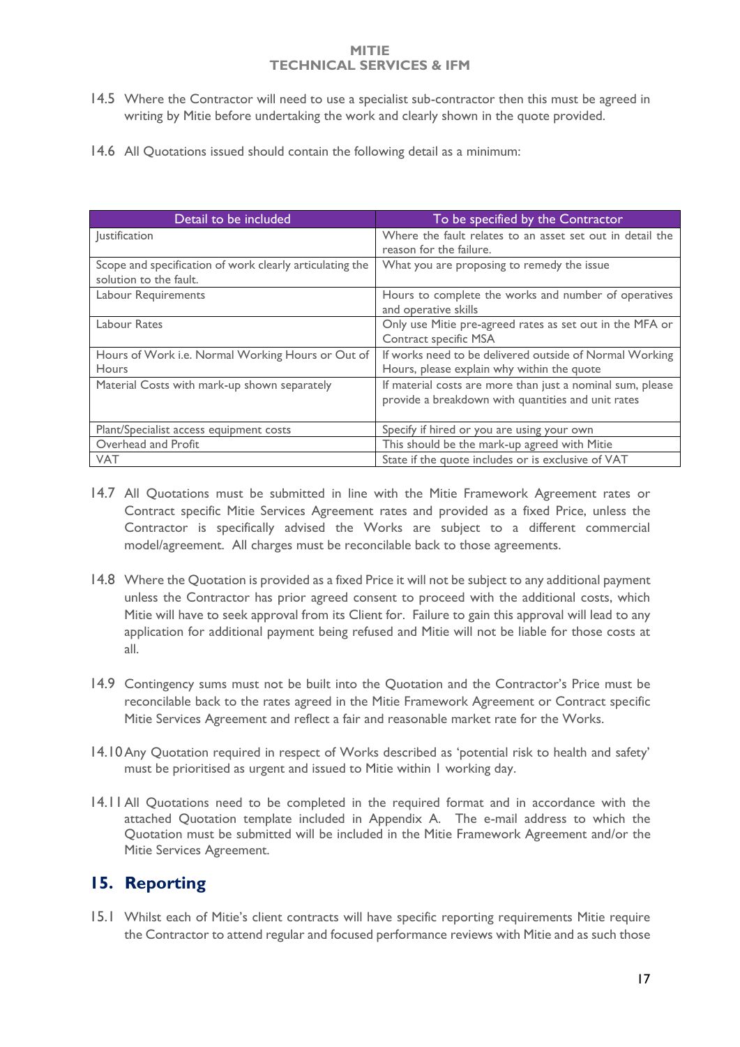14.5 Where the Contractor will need to use a specialist sub-contractor then this must be agreed in writing by Mitie before undertaking the work and clearly shown in the quote provided.

14.6 All Quotations issued should contain the following detail as a minimum:

| Detail to be included | To be specified by the Contractor |
| --- | --- |
| Justification | Where the fault relates to an asset set out in detail the reason for the failure. |
| Scope and specification of work clearly articulating the solution to the fault. | What you are proposing to remedy the issue |
| Labour Requirements | Hours to complete the works and number of operatives and operative skills |
| Labour Rates | Only use Mitie pre-agreed rates as set out in the MFA or Contract specific MSA |
| Hours of Work i.e. Normal Working Hours or Out of Hours | If works need to be delivered outside of Normal Working Hours, please explain why within the quote |
| Material Costs with mark-up shown separately | If material costs are more than just a nominal sum, please provide a breakdown with quantities and unit rates |
| Plant/Specialist access equipment costs | Specify if hired or you are using your own |
| Overhead and Profit | This should be the mark-up agreed with Mitie |
| VAT | State if the quote includes or is exclusive of VAT |

14.7 All Quotations must be submitted in line with the Mitie Framework Agreement rates or Contract specific Mitie Services Agreement rates and provided as a fixed Price, unless the Contractor is specifically advised the Works are subject to a different commercial model/agreement. All charges must be reconcilable back to those agreements.

14.8 Where the Quotation is provided as a fixed Price it will not be subject to any additional payment unless the Contractor has prior agreed consent to proceed with the additional costs, which Mitie will have to seek approval from its Client for. Failure to gain this approval will lead to any application for additional payment being refused and Mitie will not be liable for those costs at all.

14.9 Contingency sums must not be built into the Quotation and the Contractor's Price must be reconcilable back to the rates agreed in the Mitie Framework Agreement or Contract specific Mitie Services Agreement and reflect a fair and reasonable market rate for the Works.

14.10 Any Quotation required in respect of Works described as 'potential risk to health and safety' must be prioritised as urgent and issued to Mitie within 1 working day.

14.11 All Quotations need to be completed in the required format and in accordance with the attached Quotation template included in Appendix A. The e-mail address to which the Quotation must be submitted will be included in the Mitie Framework Agreement and/or the Mitie Services Agreement.

## 15. Reporting

15.1 Whilst each of Mitie's client contracts will have specific reporting requirements Mitie require the Contractor to attend regular and focused performance reviews with Mitie and as such those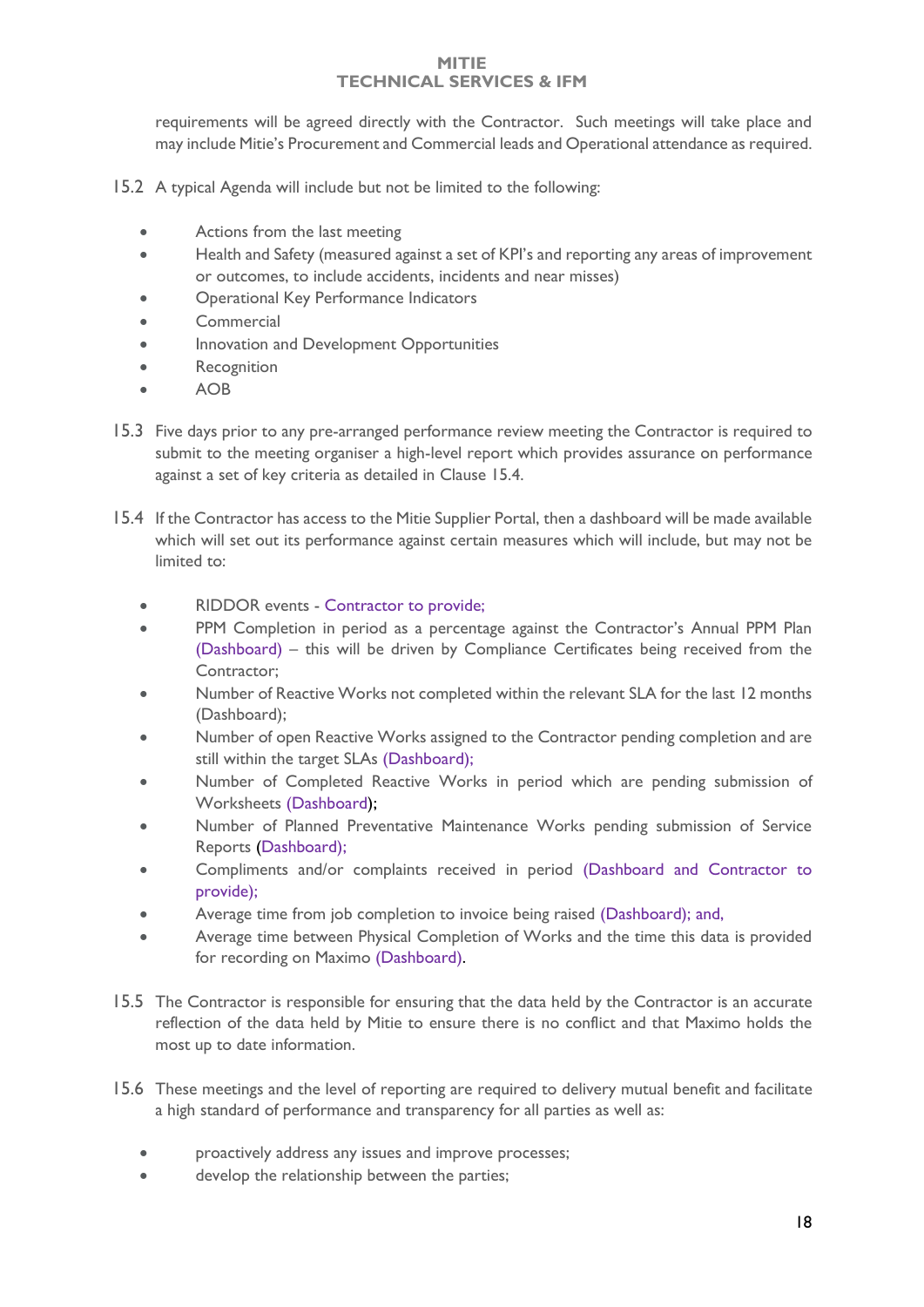requirements will be agreed directly with the Contractor. Such meetings will take place and may include Mitie's Procurement and Commercial leads and Operational attendance as required.

15.2 A typical Agenda will include but not be limited to the following:

- Actions from the last meeting
- Health and Safety (measured against a set of KPI's and reporting any areas of improvement or outcomes, to include accidents, incidents and near misses)
- Operational Key Performance Indicators
- Commercial
- Innovation and Development Opportunities
- Recognition
- AOB

15.3 Five days prior to any pre-arranged performance review meeting the Contractor is required to submit to the meeting organiser a high-level report which provides assurance on performance against a set of key criteria as detailed in Clause 15.4.

15.4 If the Contractor has access to the Mitie Supplier Portal, then a dashboard will be made available which will set out its performance against certain measures which will include, but may not be limited to:

- RIDDOR events - Contractor to provide;
- PPM Completion in period as a percentage against the Contractor's Annual PPM Plan (Dashboard) – this will be driven by Compliance Certificates being received from the Contractor;
- Number of Reactive Works not completed within the relevant SLA for the last 12 months (Dashboard);
- Number of open Reactive Works assigned to the Contractor pending completion and are still within the target SLAs (Dashboard);
- Number of Completed Reactive Works in period which are pending submission of Worksheets (Dashboard);
- Number of Planned Preventative Maintenance Works pending submission of Service Reports (Dashboard);
- Compliments and/or complaints received in period (Dashboard and Contractor to provide);
- Average time from job completion to invoice being raised (Dashboard); and,
- Average time between Physical Completion of Works and the time this data is provided for recording on Maximo (Dashboard).

15.5 The Contractor is responsible for ensuring that the data held by the Contractor is an accurate reflection of the data held by Mitie to ensure there is no conflict and that Maximo holds the most up to date information.

15.6 These meetings and the level of reporting are required to delivery mutual benefit and facilitate a high standard of performance and transparency for all parties as well as:

- proactively address any issues and improve processes;
- develop the relationship between the parties;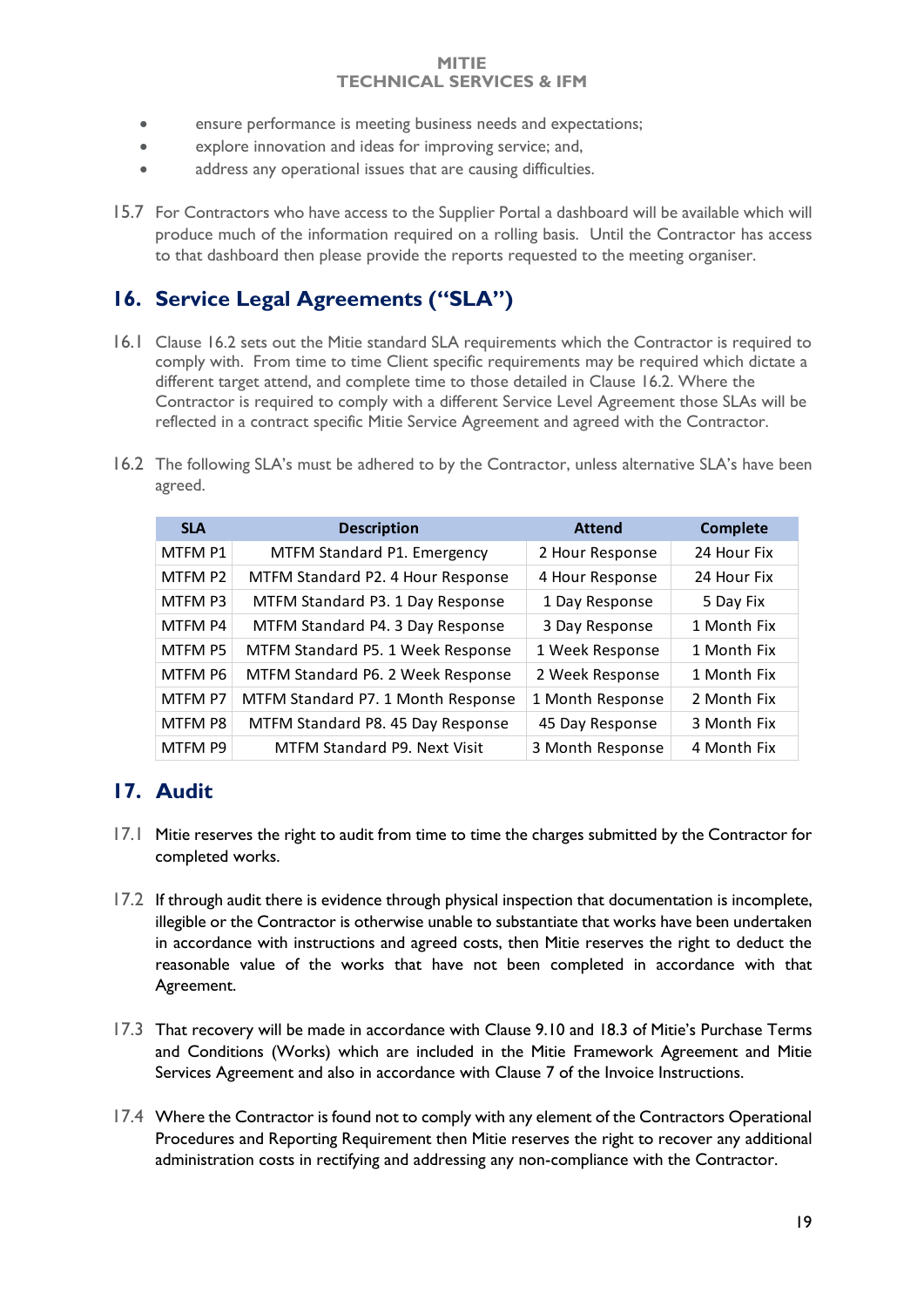- ensure performance is meeting business needs and expectations;
- explore innovation and ideas for improving service; and,
- address any operational issues that are causing difficulties.

15.7 For Contractors who have access to the Supplier Portal a dashboard will be available which will produce much of the information required on a rolling basis. Until the Contractor has access to that dashboard then please provide the reports requested to the meeting organiser.

## 16. Service Legal Agreements ("SLA")

16.1 Clause 16.2 sets out the Mitie standard SLA requirements which the Contractor is required to comply with. From time to time Client specific requirements may be required which dictate a different target attend, and complete time to those detailed in Clause 16.2. Where the Contractor is required to comply with a different Service Level Agreement those SLAs will be reflected in a contract specific Mitie Service Agreement and agreed with the Contractor.

16.2 The following SLA's must be adhered to by the Contractor, unless alternative SLA's have been agreed.

| SLA | Description | Attend | Complete |
|---|---|---|---|
| MTFM P1 | MTFM Standard P1. Emergency | 2 Hour Response | 24 Hour Fix |
| MTFM P2 | MTFM Standard P2. 4 Hour Response | 4 Hour Response | 24 Hour Fix |
| MTFM P3 | MTFM Standard P3. 1 Day Response | 1 Day Response | 5 Day Fix |
| MTFM P4 | MTFM Standard P4. 3 Day Response | 3 Day Response | 1 Month Fix |
| MTFM P5 | MTFM Standard P5. 1 Week Response | 1 Week Response | 1 Month Fix |
| MTFM P6 | MTFM Standard P6. 2 Week Response | 2 Week Response | 1 Month Fix |
| MTFM P7 | MTFM Standard P7. 1 Month Response | 1 Month Response | 2 Month Fix |
| MTFM P8 | MTFM Standard P8. 45 Day Response | 45 Day Response | 3 Month Fix |
| MTFM P9 | MTFM Standard P9. Next Visit | 3 Month Response | 4 Month Fix |

## 17. Audit

17.1 Mitie reserves the right to audit from time to time the charges submitted by the Contractor for completed works.

17.2 If through audit there is evidence through physical inspection that documentation is incomplete, illegible or the Contractor is otherwise unable to substantiate that works have been undertaken in accordance with instructions and agreed costs, then Mitie reserves the right to deduct the reasonable value of the works that have not been completed in accordance with that Agreement.

17.3 That recovery will be made in accordance with Clause 9.10 and 18.3 of Mitie's Purchase Terms and Conditions (Works) which are included in the Mitie Framework Agreement and Mitie Services Agreement and also in accordance with Clause 7 of the Invoice Instructions.

17.4 Where the Contractor is found not to comply with any element of the Contractors Operational Procedures and Reporting Requirement then Mitie reserves the right to recover any additional administration costs in rectifying and addressing any non-compliance with the Contractor.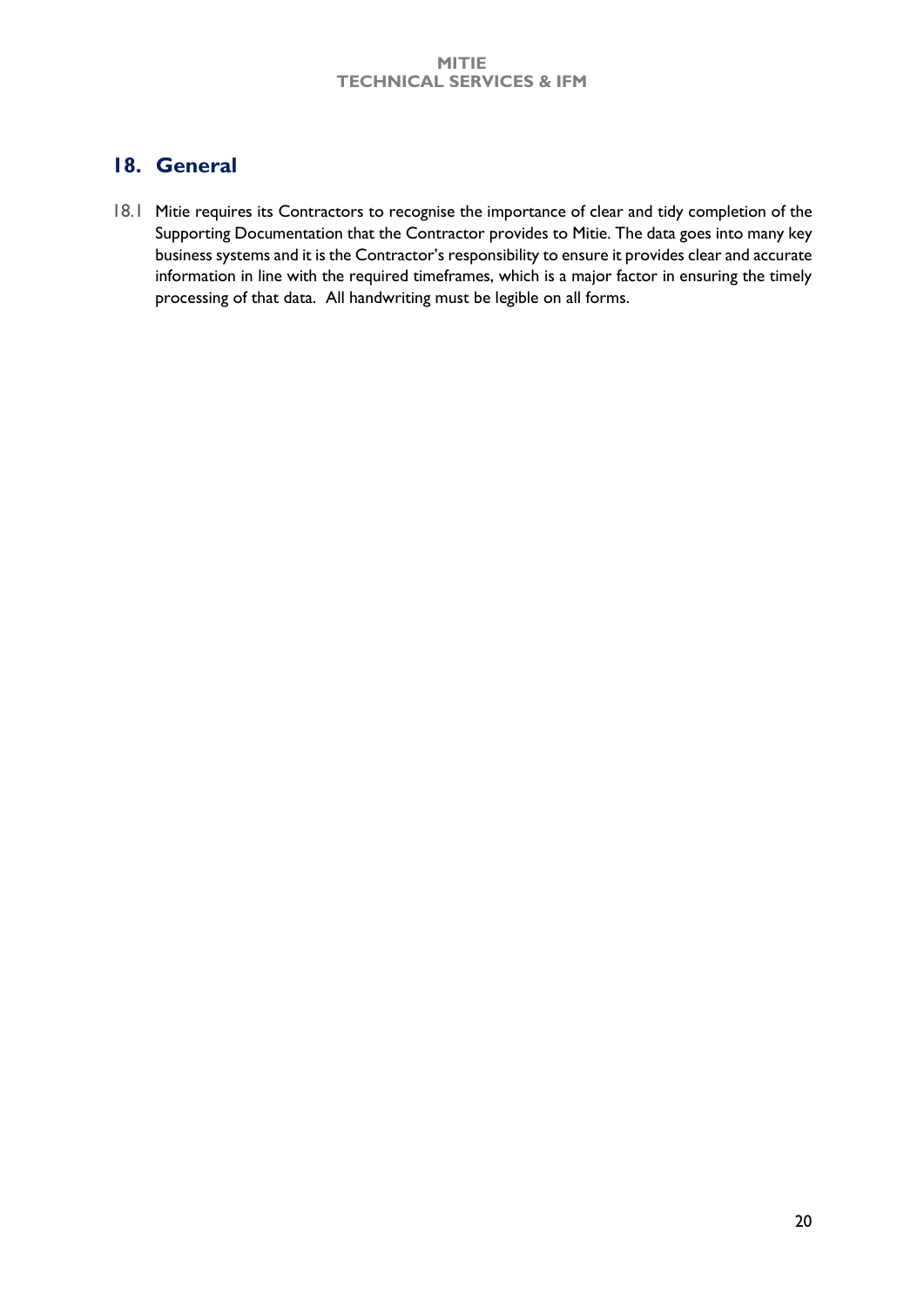## 18. General

18.1 Mitie requires its Contractors to recognise the importance of clear and tidy completion of the Supporting Documentation that the Contractor provides to Mitie. The data goes into many key business systems and it is the Contractor's responsibility to ensure it provides clear and accurate information in line with the required timeframes, which is a major factor in ensuring the timely processing of that data. All handwriting must be legible on all forms.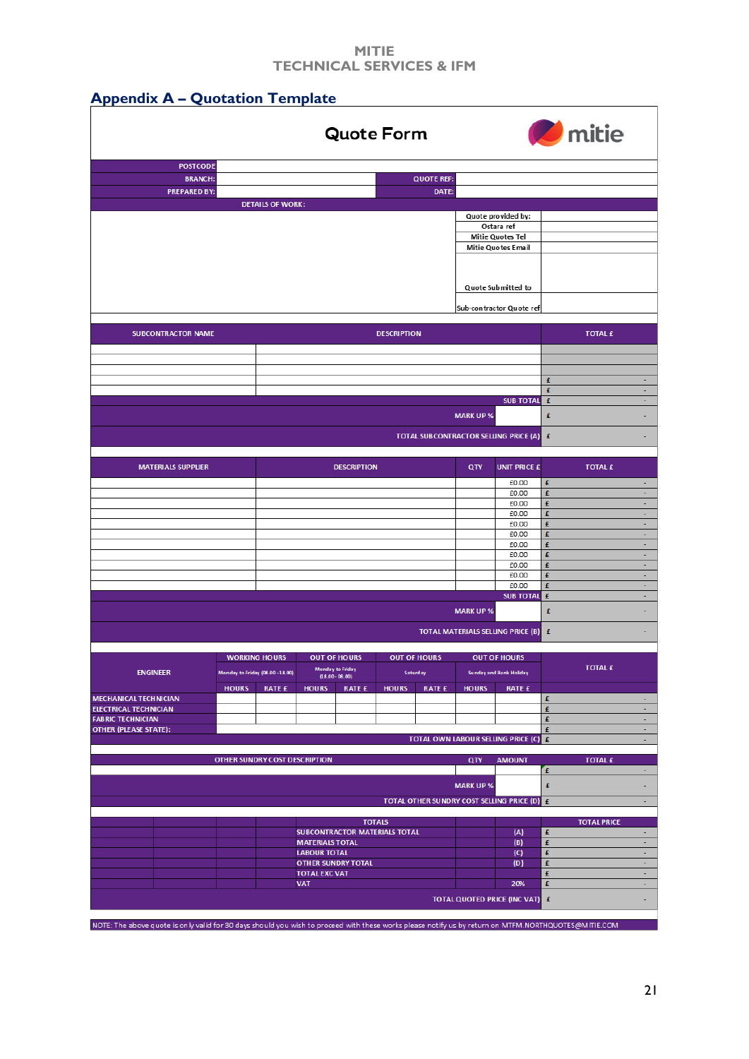## Appendix A – Quotation Template

# Quote Form

mitie

| | | | |
|---|---|---|---|
| POSTCODE | | | |
| BRANCH: | | QUOTE REF: | |
| PREPARED BY: | | DATE: | |

DETAILS OF WORK:

| | |
|---|---|
| Quote provided by: | |
| Ostara ref | |
| Mitie Quotes Tel | |
| Mitie Quotes Email | |
| Quote Submitted to | |
| Sub-contractor Quote ref | |

| SUBCONTRACTOR NAME | DESCRIPTION | TOTAL £ |
|---|---|---|
| | | |
| | | |
| | | |
| | | £ - |
| | | £ - |
| | SUB TOTAL | £ - |
| | MARK UP % | £ - |
| | TOTAL SUBCONTRACTOR SELLING PRICE (A) | £ - |

| MATERIALS SUPPLIER | DESCRIPTION | QTY | UNIT PRICE £ | TOTAL £ |
|---|---|---|---|---|
| | | | £0.00 | £ - |
| | | | £0.00 | £ - |
| | | | £0.00 | £ - |
| | | | £0.00 | £ - |
| | | | £0.00 | £ - |
| | | | £0.00 | £ - |
| | | | £0.00 | £ - |
| | | | £0.00 | £ - |
| | | | £0.00 | £ - |
| | | | £0.00 | £ - |
| | | | £0.00 | £ - |
| | | | SUB TOTAL | £ - |
| | | | MARK UP % | £ - |
| | | | TOTAL MATERIALS SELLING PRICE (B) | £ - |

| ENGINEER | WORKING HOURS Monday to Friday (08.00 - 18.00) | | OUT OF HOURS Monday to Friday (18.00 - 08.00) | | OUT OF HOURS Saturday | | OUT OF HOURS Sunday and Bank Holiday | | TOTAL £ |
|---|---|---|---|---|---|---|---|---|---|
| | HOURS | RATE £ | HOURS | RATE £ | HOURS | RATE £ | HOURS | RATE £ | |
| MECHANICAL TECHNICIAN | | | | | | | | | £ - |
| ELECTRICAL TECHNICIAN | | | | | | | | | £ - |
| FABRIC TECHNICIAN | | | | | | | | | £ - |
| OTHER (PLEASE STATE): | | | | | | | | | £ - |
| | | | | | | | | TOTAL OWN LABOUR SELLING PRICE (C) | £ - |

| OTHER SUNDRY COST DESCRIPTION | QTY | AMOUNT | TOTAL £ |
|---|---|---|---|
| | | | £ - |
| | | MARK UP % | £ - |
| | | TOTAL OTHER SUNDRY COST SELLING PRICE (D) | £ - |

| TOTALS | | TOTAL PRICE |
|---|---|---|
| SUBCONTRACTOR MATERIALS TOTAL | (A) | £ - |
| MATERIALS TOTAL | (B) | £ - |
| LABOUR TOTAL | (C) | £ - |
| OTHER SUNDRY TOTAL | (D) | £ - |
| TOTAL EXC VAT | | £ - |
| VAT | 20% | £ - |
| TOTAL QUOTED PRICE (INC VAT) | | £ - |

NOTE: The above quote is only valid for 30 days should you wish to proceed with these works please notify us by return on MTFM.NORTHQUOTES@MITIE.COM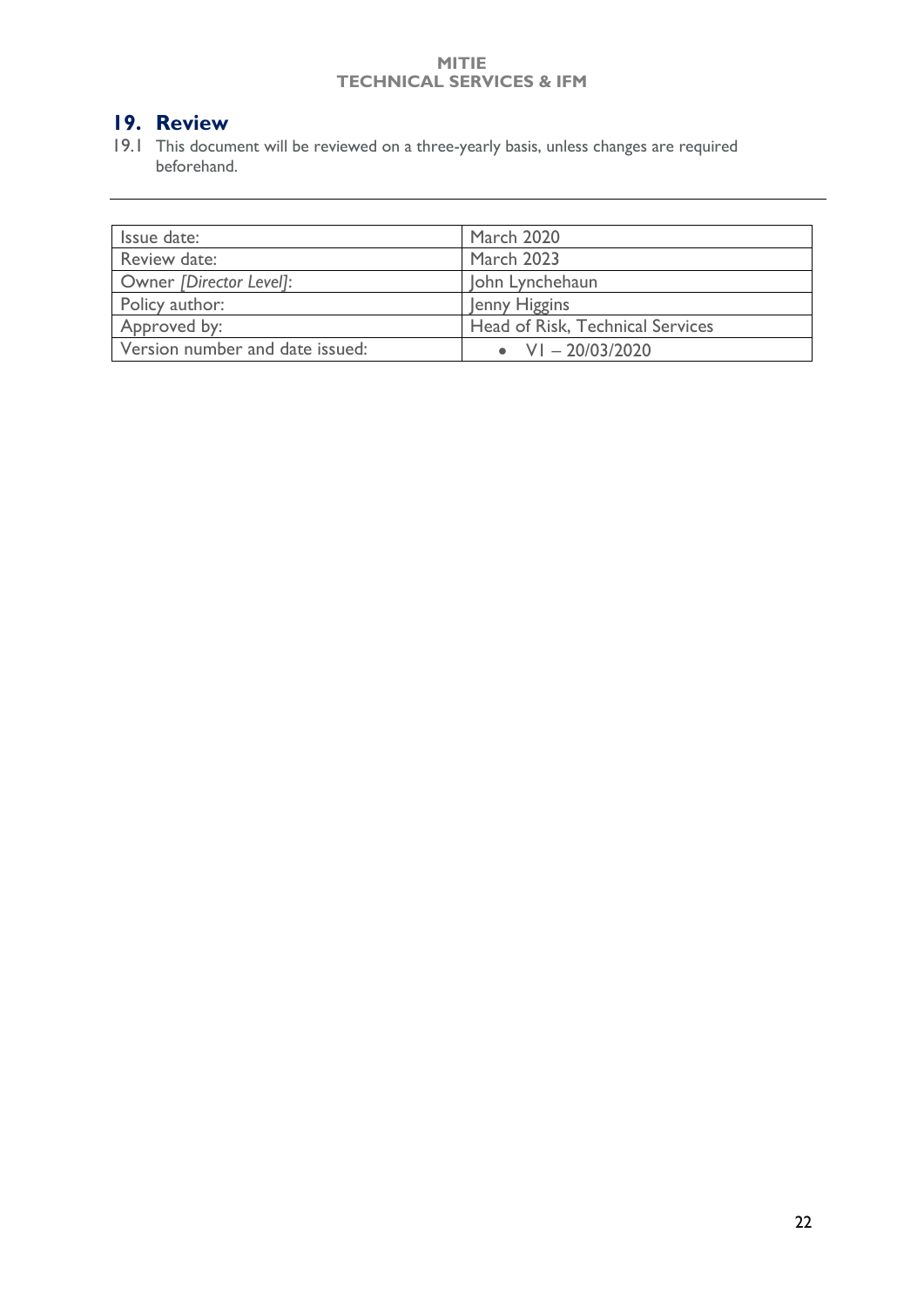## 19. Review

19.1 This document will be reviewed on a three-yearly basis, unless changes are required beforehand.

---

| | |
|---|---|
| Issue date: | March 2020 |
| Review date: | March 2023 |
| Owner *[Director Level]*: | John Lynchehaun |
| Policy author: | Jenny Higgins |
| Approved by: | Head of Risk, Technical Services |
| Version number and date issued: | • V1 – 20/03/2020 |